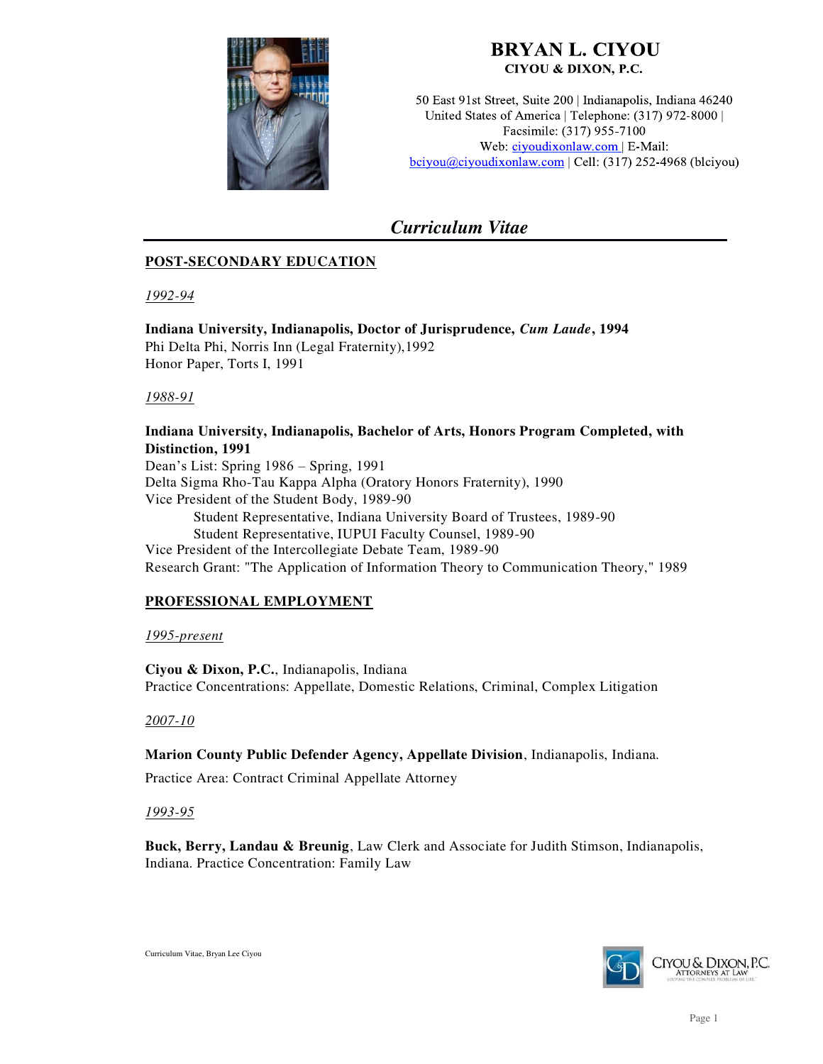# BRYAN L. CIYOU

**CIYOU & DIXON, P.C.**

50 East 91st Street, Suite 200 | Indianapolis, Indiana 46240
United States of America | Telephone: (317) 972-8000 |
Facsimile: (317) 955-7100
Web: ciyoudixonlaw.com | E-Mail:
bciyou@ciyoudixonlaw.com | Cell: (317) 252-4968 (blciyou)

## *Curriculum Vitae*

### POST-SECONDARY EDUCATION

*1992-94*

**Indiana University, Indianapolis, Doctor of Jurisprudence, *Cum Laude*, 1994**
Phi Delta Phi, Norris Inn (Legal Fraternity),1992
Honor Paper, Torts I, 1991

*1988-91*

**Indiana University, Indianapolis, Bachelor of Arts, Honors Program Completed, with Distinction, 1991**
Dean's List: Spring 1986 – Spring, 1991
Delta Sigma Rho-Tau Kappa Alpha (Oratory Honors Fraternity), 1990
Vice President of the Student Body, 1989-90
  Student Representative, Indiana University Board of Trustees, 1989-90
  Student Representative, IUPUI Faculty Counsel, 1989-90
Vice President of the Intercollegiate Debate Team, 1989-90
Research Grant: "The Application of Information Theory to Communication Theory," 1989

### PROFESSIONAL EMPLOYMENT

*1995-present*

**Ciyou & Dixon, P.C.**, Indianapolis, Indiana
Practice Concentrations: Appellate, Domestic Relations, Criminal, Complex Litigation

*2007-10*

**Marion County Public Defender Agency, Appellate Division**, Indianapolis, Indiana.

Practice Area: Contract Criminal Appellate Attorney

*1993-95*

**Buck, Berry, Landau & Breunig**, Law Clerk and Associate for Judith Stimson, Indianapolis, Indiana. Practice Concentration: Family Law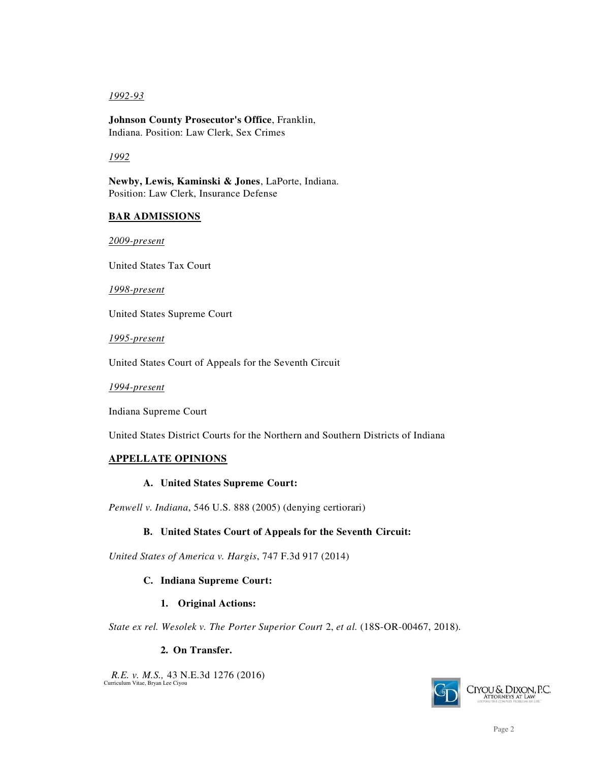*1992-93*

**Johnson County Prosecutor's Office**, Franklin, Indiana. Position: Law Clerk, Sex Crimes

*1992*

**Newby, Lewis, Kaminski & Jones**, LaPorte, Indiana. Position: Law Clerk, Insurance Defense

## BAR ADMISSIONS

*2009-present*

United States Tax Court

*1998-present*

United States Supreme Court

*1995-present*

United States Court of Appeals for the Seventh Circuit

*1994-present*

Indiana Supreme Court

United States District Courts for the Northern and Southern Districts of Indiana

## APPELLATE OPINIONS

### A. United States Supreme Court:

*Penwell v. Indiana*, 546 U.S. 888 (2005) (denying certiorari)

### B. United States Court of Appeals for the Seventh Circuit:

*United States of America v. Hargis*, 747 F.3d 917 (2014)

### C. Indiana Supreme Court:

#### 1. Original Actions:

*State ex rel. Wesolek v. The Porter Superior Court* 2, *et al.* (18S-OR-00467, 2018).

#### 2. On Transfer.

*R.E. v. M.S.,* 43 N.E.3d 1276 (2016)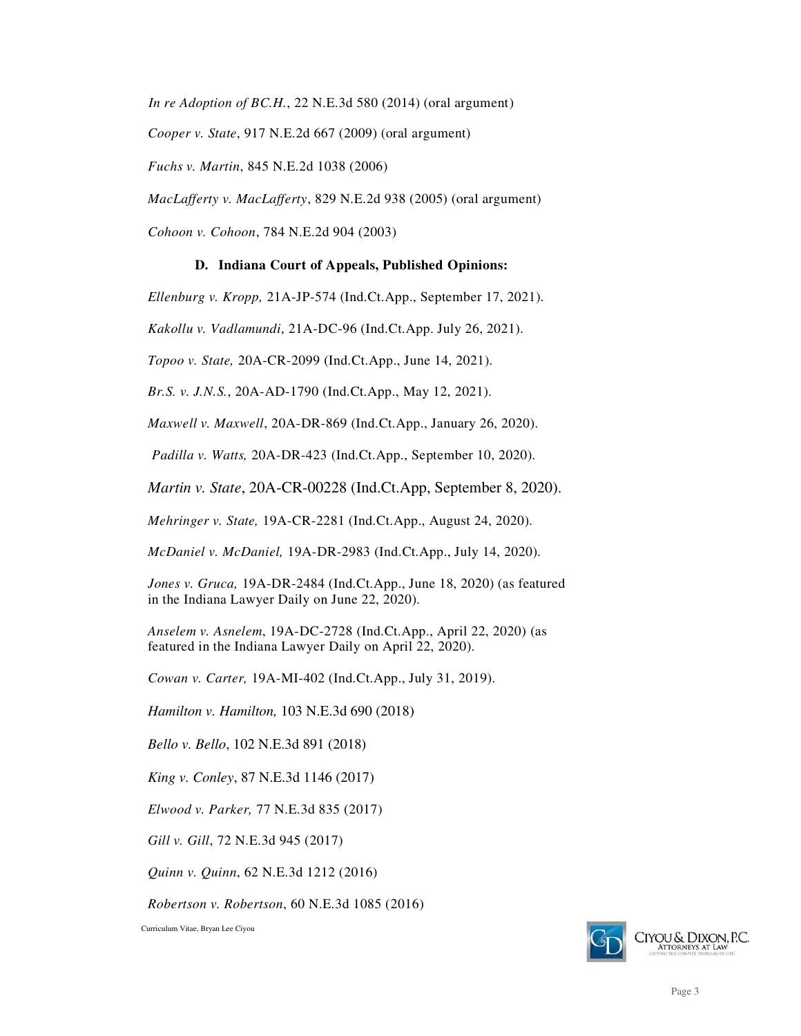*In re Adoption of BC.H.*, 22 N.E.3d 580 (2014) (oral argument)

*Cooper v. State*, 917 N.E.2d 667 (2009) (oral argument)

*Fuchs v. Martin*, 845 N.E.2d 1038 (2006)

*MacLafferty v. MacLafferty*, 829 N.E.2d 938 (2005) (oral argument)

*Cohoon v. Cohoon*, 784 N.E.2d 904 (2003)

### D. Indiana Court of Appeals, Published Opinions:

*Ellenburg v. Kropp,* 21A-JP-574 (Ind.Ct.App., September 17, 2021).

*Kakollu v. Vadlamundi*, 21A-DC-96 (Ind.Ct.App. July 26, 2021).

*Topoo v. State,* 20A-CR-2099 (Ind.Ct.App., June 14, 2021).

*Br.S. v. J.N.S.*, 20A-AD-1790 (Ind.Ct.App., May 12, 2021).

*Maxwell v. Maxwell*, 20A-DR-869 (Ind.Ct.App., January 26, 2020).

*Padilla v. Watts,* 20A-DR-423 (Ind.Ct.App., September 10, 2020).

*Martin v. State*, 20A-CR-00228 (Ind.Ct.App, September 8, 2020).

*Mehringer v. State,* 19A-CR-2281 (Ind.Ct.App., August 24, 2020).

*McDaniel v. McDaniel,* 19A-DR-2983 (Ind.Ct.App., July 14, 2020).

*Jones v. Gruca,* 19A-DR-2484 (Ind.Ct.App., June 18, 2020) (as featured in the Indiana Lawyer Daily on June 22, 2020).

*Anselem v. Asnelem*, 19A-DC-2728 (Ind.Ct.App., April 22, 2020) (as featured in the Indiana Lawyer Daily on April 22, 2020).

*Cowan v. Carter,* 19A-MI-402 (Ind.Ct.App., July 31, 2019).

*Hamilton v. Hamilton,* 103 N.E.3d 690 (2018)

*Bello v. Bello*, 102 N.E.3d 891 (2018)

*King v. Conley*, 87 N.E.3d 1146 (2017)

*Elwood v. Parker,* 77 N.E.3d 835 (2017)

*Gill v. Gill*, 72 N.E.3d 945 (2017)

*Quinn v. Quinn*, 62 N.E.3d 1212 (2016)

*Robertson v. Robertson*, 60 N.E.3d 1085 (2016)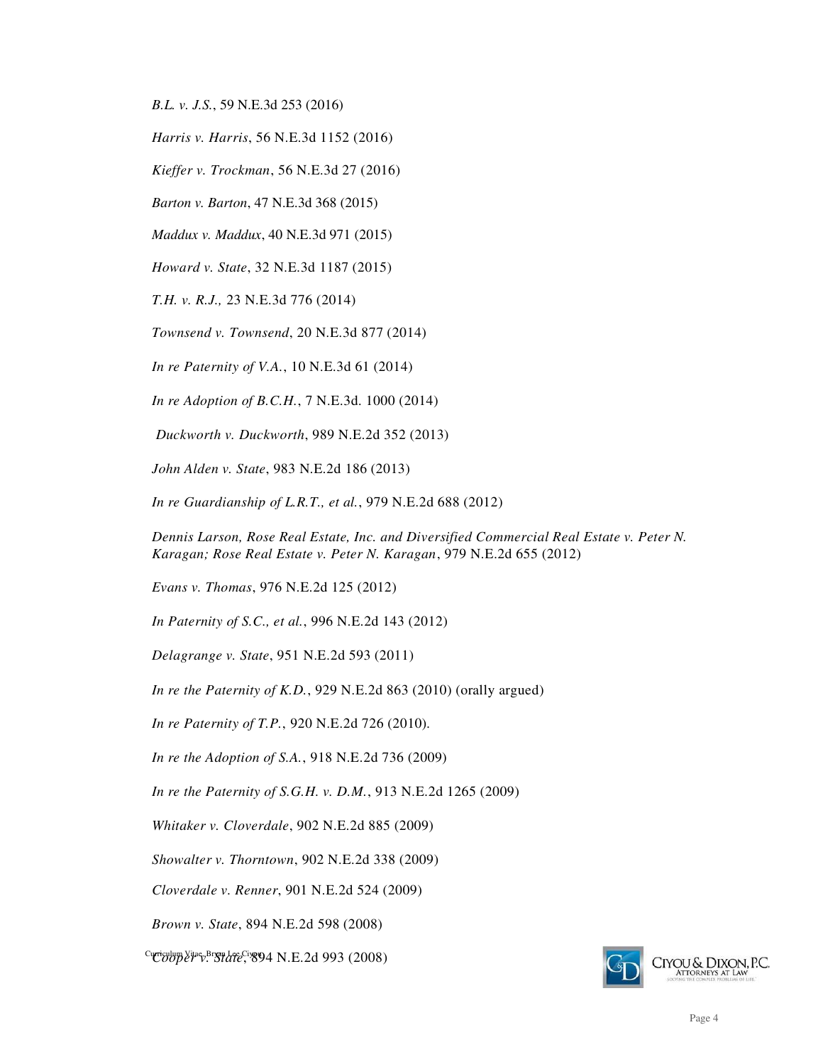*B.L. v. J.S.*, 59 N.E.3d 253 (2016)

*Harris v. Harris*, 56 N.E.3d 1152 (2016)

*Kieffer v. Trockman*, 56 N.E.3d 27 (2016)

*Barton v. Barton*, 47 N.E.3d 368 (2015)

*Maddux v. Maddux*, 40 N.E.3d 971 (2015)

*Howard v. State*, 32 N.E.3d 1187 (2015)

*T.H. v. R.J.,* 23 N.E.3d 776 (2014)

*Townsend v. Townsend*, 20 N.E.3d 877 (2014)

*In re Paternity of V.A.*, 10 N.E.3d 61 (2014)

*In re Adoption of B.C.H.*, 7 N.E.3d. 1000 (2014)

*Duckworth v. Duckworth*, 989 N.E.2d 352 (2013)

*John Alden v. State*, 983 N.E.2d 186 (2013)

*In re Guardianship of L.R.T., et al.*, 979 N.E.2d 688 (2012)

*Dennis Larson, Rose Real Estate, Inc. and Diversified Commercial Real Estate v. Peter N. Karagan; Rose Real Estate v. Peter N. Karagan*, 979 N.E.2d 655 (2012)

*Evans v. Thomas*, 976 N.E.2d 125 (2012)

*In Paternity of S.C., et al.*, 996 N.E.2d 143 (2012)

*Delagrange v. State*, 951 N.E.2d 593 (2011)

*In re the Paternity of K.D.*, 929 N.E.2d 863 (2010) (orally argued)

*In re Paternity of T.P.*, 920 N.E.2d 726 (2010).

*In re the Adoption of S.A.*, 918 N.E.2d 736 (2009)

*In re the Paternity of S.G.H. v. D.M.*, 913 N.E.2d 1265 (2009)

*Whitaker v. Cloverdale*, 902 N.E.2d 885 (2009)

*Showalter v. Thorntown*, 902 N.E.2d 338 (2009)

*Cloverdale v. Renner*, 901 N.E.2d 524 (2009)

*Brown v. State*, 894 N.E.2d 598 (2008)

*Cooper v. State*, 894 N.E.2d 993 (2008)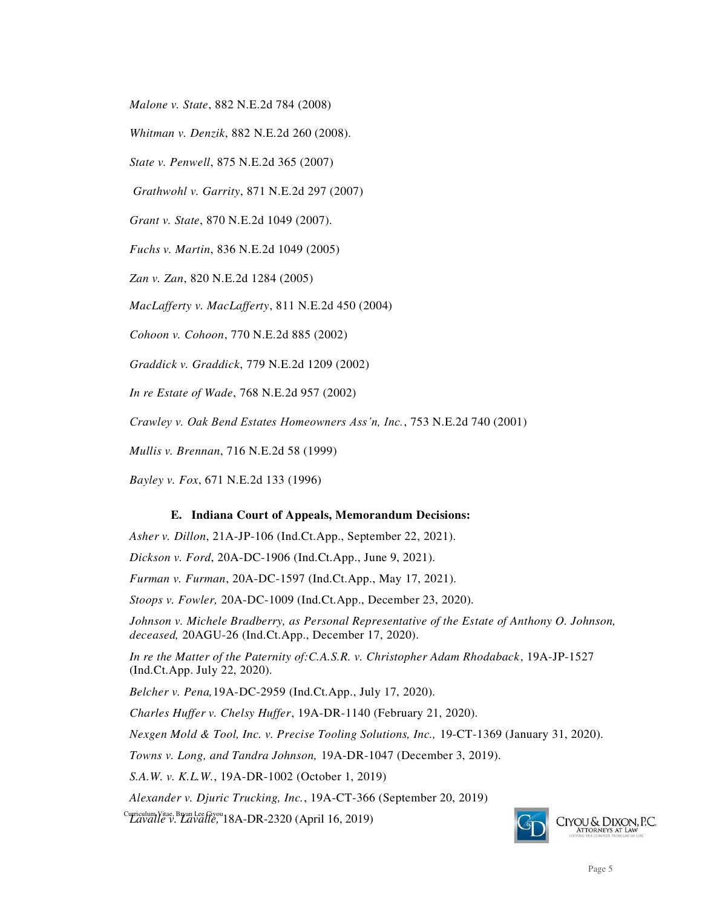*Malone v. State*, 882 N.E.2d 784 (2008)

*Whitman v. Denzik*, 882 N.E.2d 260 (2008).

*State v. Penwell*, 875 N.E.2d 365 (2007)

*Grathwohl v. Garrity*, 871 N.E.2d 297 (2007)

*Grant v. State*, 870 N.E.2d 1049 (2007).

*Fuchs v. Martin*, 836 N.E.2d 1049 (2005)

*Zan v. Zan*, 820 N.E.2d 1284 (2005)

*MacLafferty v. MacLafferty*, 811 N.E.2d 450 (2004)

*Cohoon v. Cohoon*, 770 N.E.2d 885 (2002)

*Graddick v. Graddick*, 779 N.E.2d 1209 (2002)

*In re Estate of Wade*, 768 N.E.2d 957 (2002)

*Crawley v. Oak Bend Estates Homeowners Ass'n, Inc.*, 753 N.E.2d 740 (2001)

*Mullis v. Brennan*, 716 N.E.2d 58 (1999)

*Bayley v. Fox*, 671 N.E.2d 133 (1996)

### E. Indiana Court of Appeals, Memorandum Decisions:

*Asher v. Dillon*, 21A-JP-106 (Ind.Ct.App., September 22, 2021).

*Dickson v. Ford*, 20A-DC-1906 (Ind.Ct.App., June 9, 2021).

*Furman v. Furman*, 20A-DC-1597 (Ind.Ct.App., May 17, 2021).

*Stoops v. Fowler,* 20A-DC-1009 (Ind.Ct.App., December 23, 2020).

*Johnson v. Michele Bradberry, as Personal Representative of the Estate of Anthony O. Johnson, deceased,* 20AGU-26 (Ind.Ct.App., December 17, 2020).

*In re the Matter of the Paternity of:C.A.S.R. v. Christopher Adam Rhodaback*, 19A-JP-1527 (Ind.Ct.App. July 22, 2020).

*Belcher v. Pena,*19A-DC-2959 (Ind.Ct.App., July 17, 2020).

*Charles Huffer v. Chelsy Huffer*, 19A-DR-1140 (February 21, 2020).

*Nexgen Mold & Tool, Inc. v. Precise Tooling Solutions, Inc.,* 19-CT-1369 (January 31, 2020).

*Towns v. Long, and Tandra Johnson,* 19A-DR-1047 (December 3, 2019).

*S.A.W. v. K.L.W.*, 19A-DR-1002 (October 1, 2019)

*Alexander v. Djuric Trucking, Inc.*, 19A-CT-366 (September 20, 2019)

*Lavalle v. Lavalle,* 18A-DR-2320 (April 16, 2019)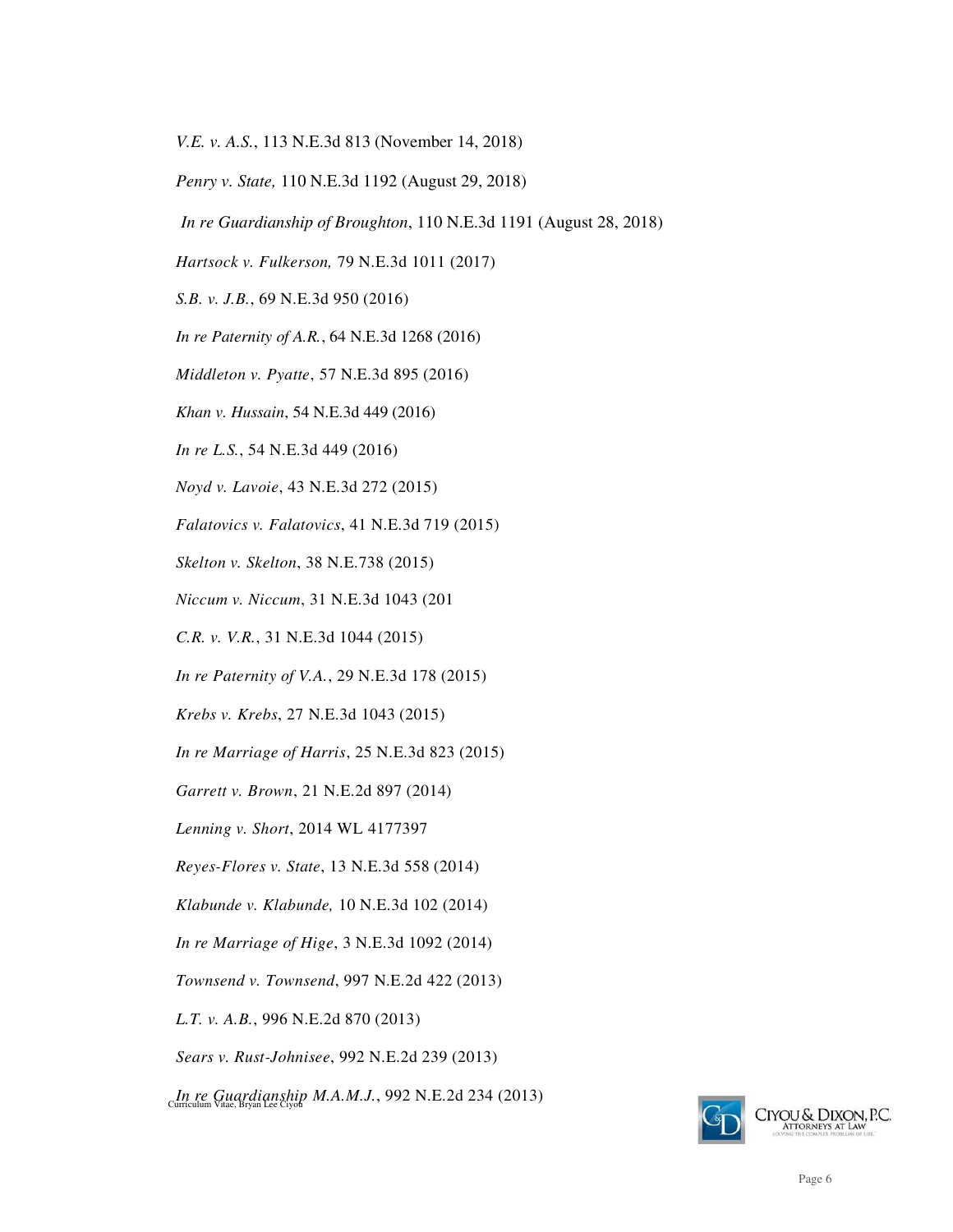*V.E. v. A.S.*, 113 N.E.3d 813 (November 14, 2018)

*Penry v. State,* 110 N.E.3d 1192 (August 29, 2018)

*In re Guardianship of Broughton*, 110 N.E.3d 1191 (August 28, 2018)

*Hartsock v. Fulkerson,* 79 N.E.3d 1011 (2017)

*S.B. v. J.B.*, 69 N.E.3d 950 (2016)

*In re Paternity of A.R.*, 64 N.E.3d 1268 (2016)

*Middleton v. Pyatte*, 57 N.E.3d 895 (2016)

*Khan v. Hussain*, 54 N.E.3d 449 (2016)

*In re L.S.*, 54 N.E.3d 449 (2016)

*Noyd v. Lavoie*, 43 N.E.3d 272 (2015)

*Falatovics v. Falatovics*, 41 N.E.3d 719 (2015)

*Skelton v. Skelton*, 38 N.E.738 (2015)

*Niccum v. Niccum*, 31 N.E.3d 1043 (201

*C.R. v. V.R.*, 31 N.E.3d 1044 (2015)

*In re Paternity of V.A.*, 29 N.E.3d 178 (2015)

*Krebs v. Krebs*, 27 N.E.3d 1043 (2015)

*In re Marriage of Harris*, 25 N.E.3d 823 (2015)

*Garrett v. Brown*, 21 N.E.2d 897 (2014)

*Lenning v. Short*, 2014 WL 4177397

*Reyes-Flores v. State*, 13 N.E.3d 558 (2014)

*Klabunde v. Klabunde,* 10 N.E.3d 102 (2014)

*In re Marriage of Hige*, 3 N.E.3d 1092 (2014)

*Townsend v. Townsend*, 997 N.E.2d 422 (2013)

*L.T. v. A.B.*, 996 N.E.2d 870 (2013)

*Sears v. Rust-Johnisee*, 992 N.E.2d 239 (2013)

*In re Guardianship M.A.M.J.*, 992 N.E.2d 234 (2013)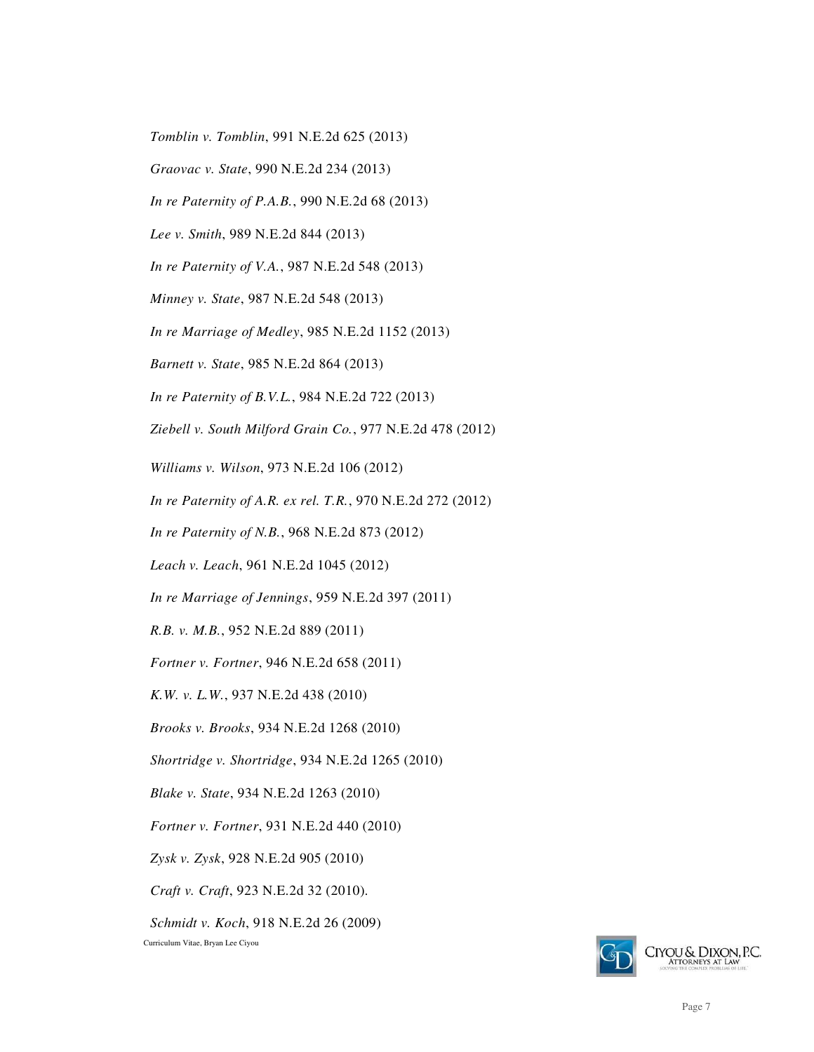*Tomblin v. Tomblin*, 991 N.E.2d 625 (2013)

*Graovac v. State*, 990 N.E.2d 234 (2013)

*In re Paternity of P.A.B.*, 990 N.E.2d 68 (2013)

*Lee v. Smith*, 989 N.E.2d 844 (2013)

*In re Paternity of V.A.*, 987 N.E.2d 548 (2013)

*Minney v. State*, 987 N.E.2d 548 (2013)

*In re Marriage of Medley*, 985 N.E.2d 1152 (2013)

*Barnett v. State*, 985 N.E.2d 864 (2013)

*In re Paternity of B.V.L.*, 984 N.E.2d 722 (2013)

*Ziebell v. South Milford Grain Co.*, 977 N.E.2d 478 (2012)

*Williams v. Wilson*, 973 N.E.2d 106 (2012)

*In re Paternity of A.R. ex rel. T.R.*, 970 N.E.2d 272 (2012)

*In re Paternity of N.B.*, 968 N.E.2d 873 (2012)

*Leach v. Leach*, 961 N.E.2d 1045 (2012)

*In re Marriage of Jennings*, 959 N.E.2d 397 (2011)

*R.B. v. M.B.*, 952 N.E.2d 889 (2011)

*Fortner v. Fortner*, 946 N.E.2d 658 (2011)

*K.W. v. L.W.*, 937 N.E.2d 438 (2010)

*Brooks v. Brooks*, 934 N.E.2d 1268 (2010)

*Shortridge v. Shortridge*, 934 N.E.2d 1265 (2010)

*Blake v. State*, 934 N.E.2d 1263 (2010)

*Fortner v. Fortner*, 931 N.E.2d 440 (2010)

*Zysk v. Zysk*, 928 N.E.2d 905 (2010)

*Craft v. Craft*, 923 N.E.2d 32 (2010).

*Schmidt v. Koch*, 918 N.E.2d 26 (2009)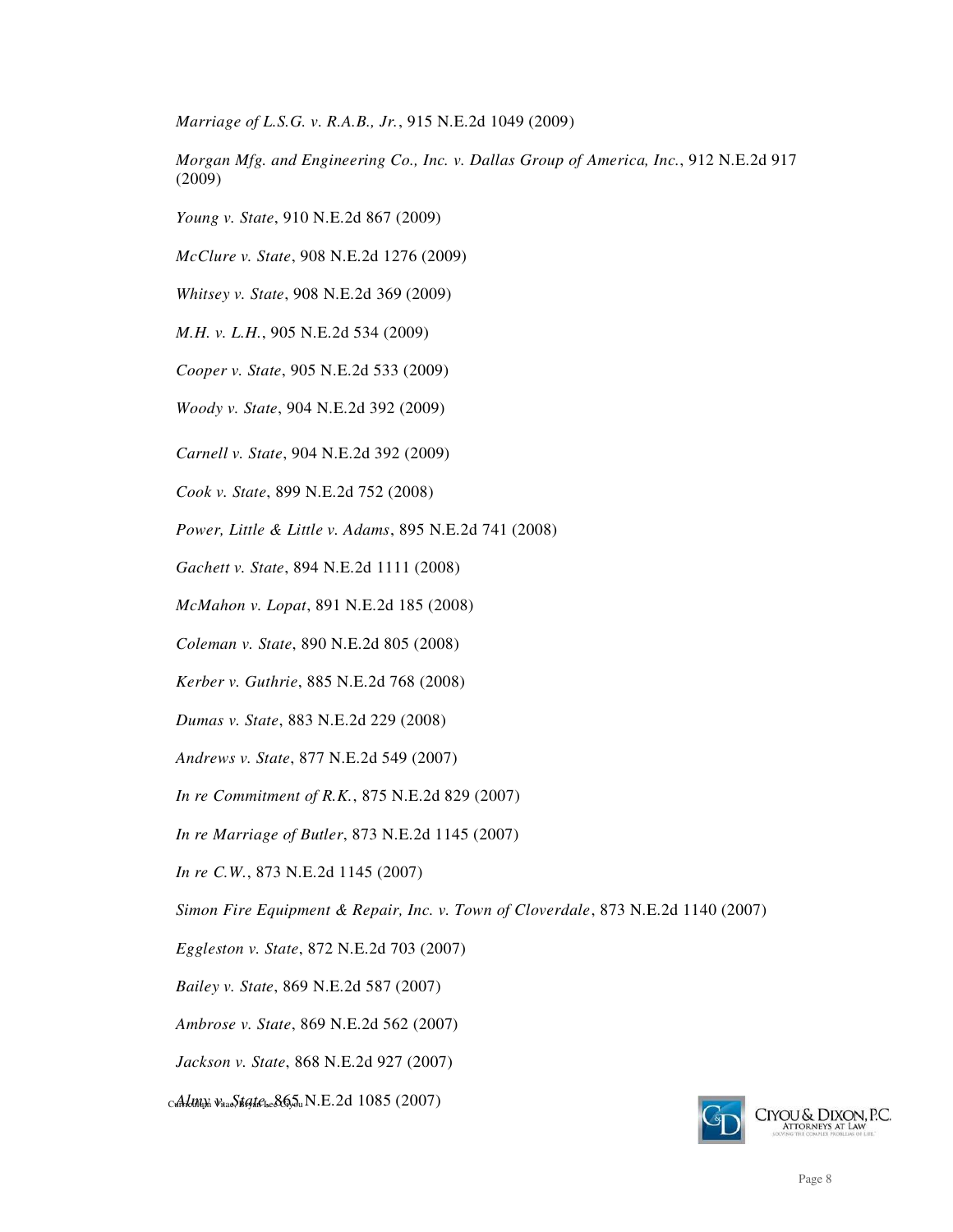*Marriage of L.S.G. v. R.A.B., Jr.*, 915 N.E.2d 1049 (2009)

*Morgan Mfg. and Engineering Co., Inc. v. Dallas Group of America, Inc.*, 912 N.E.2d 917 (2009)

*Young v. State*, 910 N.E.2d 867 (2009)

*McClure v. State*, 908 N.E.2d 1276 (2009)

*Whitsey v. State*, 908 N.E.2d 369 (2009)

*M.H. v. L.H.*, 905 N.E.2d 534 (2009)

*Cooper v. State*, 905 N.E.2d 533 (2009)

*Woody v. State*, 904 N.E.2d 392 (2009)

*Carnell v. State*, 904 N.E.2d 392 (2009)

*Cook v. State*, 899 N.E.2d 752 (2008)

*Power, Little & Little v. Adams*, 895 N.E.2d 741 (2008)

*Gachett v. State*, 894 N.E.2d 1111 (2008)

*McMahon v. Lopat*, 891 N.E.2d 185 (2008)

*Coleman v. State*, 890 N.E.2d 805 (2008)

*Kerber v. Guthrie*, 885 N.E.2d 768 (2008)

*Dumas v. State*, 883 N.E.2d 229 (2008)

*Andrews v. State*, 877 N.E.2d 549 (2007)

*In re Commitment of R.K.*, 875 N.E.2d 829 (2007)

*In re Marriage of Butler*, 873 N.E.2d 1145 (2007)

*In re C.W.*, 873 N.E.2d 1145 (2007)

*Simon Fire Equipment & Repair, Inc. v. Town of Cloverdale*, 873 N.E.2d 1140 (2007)

*Eggleston v. State*, 872 N.E.2d 703 (2007)

*Bailey v. State*, 869 N.E.2d 587 (2007)

*Ambrose v. State*, 869 N.E.2d 562 (2007)

*Jackson v. State*, 868 N.E.2d 927 (2007)

*Almy v. State*, 865 N.E.2d 1085 (2007)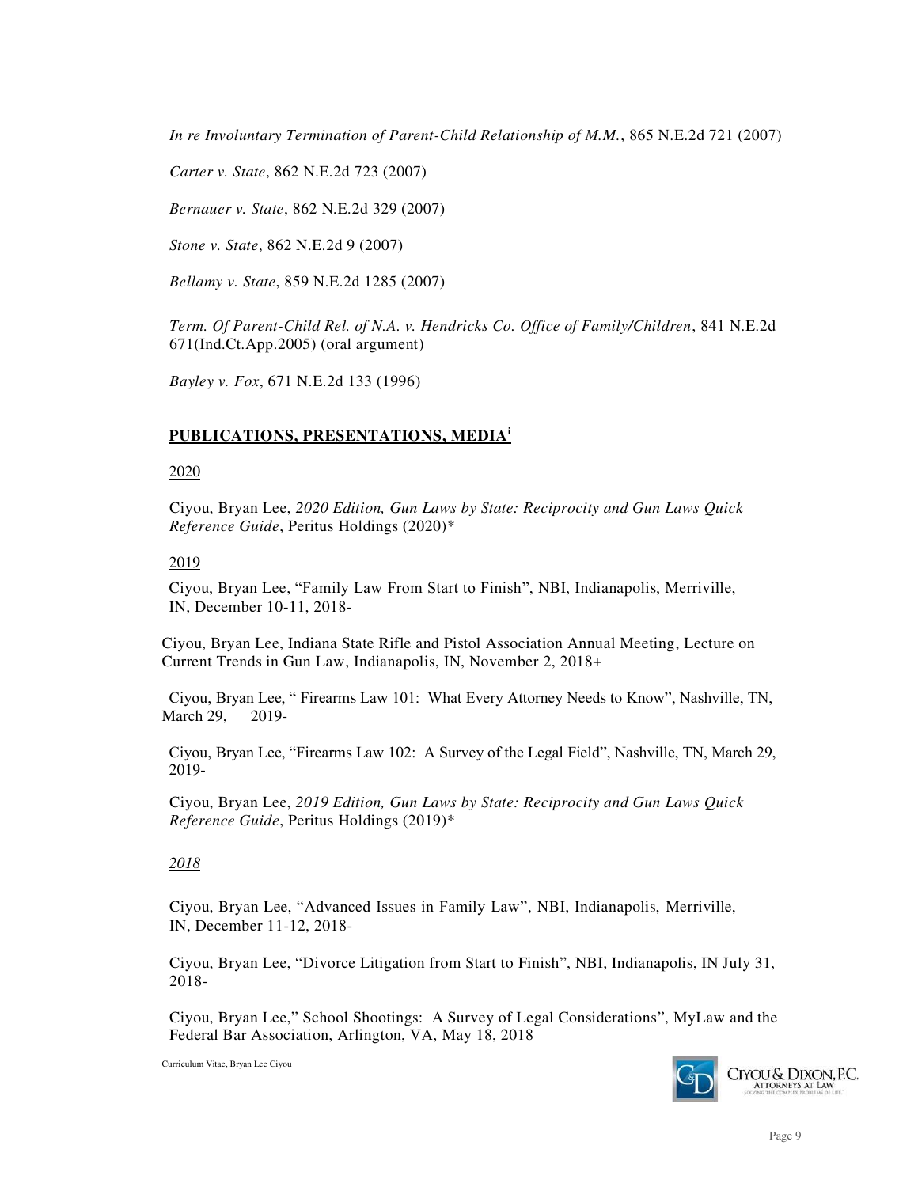*In re Involuntary Termination of Parent-Child Relationship of M.M.*, 865 N.E.2d 721 (2007)

*Carter v. State*, 862 N.E.2d 723 (2007)

*Bernauer v. State*, 862 N.E.2d 329 (2007)

*Stone v. State*, 862 N.E.2d 9 (2007)

*Bellamy v. State*, 859 N.E.2d 1285 (2007)

*Term. Of Parent-Child Rel. of N.A. v. Hendricks Co. Office of Family/Children*, 841 N.E.2d 671(Ind.Ct.App.2005) (oral argument)

*Bayley v. Fox*, 671 N.E.2d 133 (1996)

## PUBLICATIONS, PRESENTATIONS, MEDIA[i]

2020

Ciyou, Bryan Lee, *2020 Edition, Gun Laws by State: Reciprocity and Gun Laws Quick Reference Guide*, Peritus Holdings (2020)*

2019

Ciyou, Bryan Lee, "Family Law From Start to Finish", NBI, Indianapolis, Merriville, IN, December 10-11, 2018-

Ciyou, Bryan Lee, Indiana State Rifle and Pistol Association Annual Meeting, Lecture on Current Trends in Gun Law, Indianapolis, IN, November 2, 2018+

Ciyou, Bryan Lee, " Firearms Law 101: What Every Attorney Needs to Know", Nashville, TN, March 29, 2019-

Ciyou, Bryan Lee, "Firearms Law 102: A Survey of the Legal Field", Nashville, TN, March 29, 2019-

Ciyou, Bryan Lee, *2019 Edition, Gun Laws by State: Reciprocity and Gun Laws Quick Reference Guide*, Peritus Holdings (2019)*

*2018*

Ciyou, Bryan Lee, "Advanced Issues in Family Law", NBI, Indianapolis, Merriville, IN, December 11-12, 2018-

Ciyou, Bryan Lee, "Divorce Litigation from Start to Finish", NBI, Indianapolis, IN July 31, 2018-

Ciyou, Bryan Lee," School Shootings: A Survey of Legal Considerations", MyLaw and the Federal Bar Association, Arlington, VA, May 18, 2018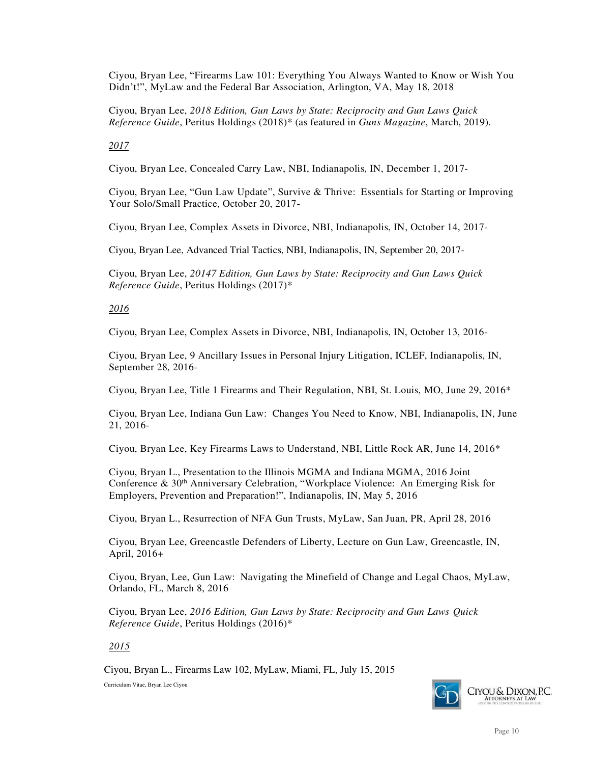Ciyou, Bryan Lee, "Firearms Law 101: Everything You Always Wanted to Know or Wish You Didn't!", MyLaw and the Federal Bar Association, Arlington, VA, May 18, 2018

Ciyou, Bryan Lee, *2018 Edition, Gun Laws by State: Reciprocity and Gun Laws Quick Reference Guide*, Peritus Holdings (2018)* (as featured in *Guns Magazine*, March, 2019).

*2017*

Ciyou, Bryan Lee, Concealed Carry Law, NBI, Indianapolis, IN, December 1, 2017-

Ciyou, Bryan Lee, "Gun Law Update", Survive & Thrive: Essentials for Starting or Improving Your Solo/Small Practice, October 20, 2017-

Ciyou, Bryan Lee, Complex Assets in Divorce, NBI, Indianapolis, IN, October 14, 2017-

Ciyou, Bryan Lee, Advanced Trial Tactics, NBI, Indianapolis, IN, September 20, 2017-

Ciyou, Bryan Lee, *20147 Edition, Gun Laws by State: Reciprocity and Gun Laws Quick Reference Guide*, Peritus Holdings (2017)*

*2016*

Ciyou, Bryan Lee, Complex Assets in Divorce, NBI, Indianapolis, IN, October 13, 2016-

Ciyou, Bryan Lee, 9 Ancillary Issues in Personal Injury Litigation, ICLEF, Indianapolis, IN, September 28, 2016-

Ciyou, Bryan Lee, Title 1 Firearms and Their Regulation, NBI, St. Louis, MO, June 29, 2016*

Ciyou, Bryan Lee, Indiana Gun Law: Changes You Need to Know, NBI, Indianapolis, IN, June 21, 2016-

Ciyou, Bryan Lee, Key Firearms Laws to Understand, NBI, Little Rock AR, June 14, 2016*

Ciyou, Bryan L., Presentation to the Illinois MGMA and Indiana MGMA, 2016 Joint Conference & 30th Anniversary Celebration, "Workplace Violence: An Emerging Risk for Employers, Prevention and Preparation!", Indianapolis, IN, May 5, 2016

Ciyou, Bryan L., Resurrection of NFA Gun Trusts, MyLaw, San Juan, PR, April 28, 2016

Ciyou, Bryan Lee, Greencastle Defenders of Liberty, Lecture on Gun Law, Greencastle, IN, April, 2016+

Ciyou, Bryan, Lee, Gun Law: Navigating the Minefield of Change and Legal Chaos, MyLaw, Orlando, FL, March 8, 2016

Ciyou, Bryan Lee, *2016 Edition, Gun Laws by State: Reciprocity and Gun Laws Quick Reference Guide*, Peritus Holdings (2016)*

*2015*

Ciyou, Bryan L., Firearms Law 102, MyLaw, Miami, FL, July 15, 2015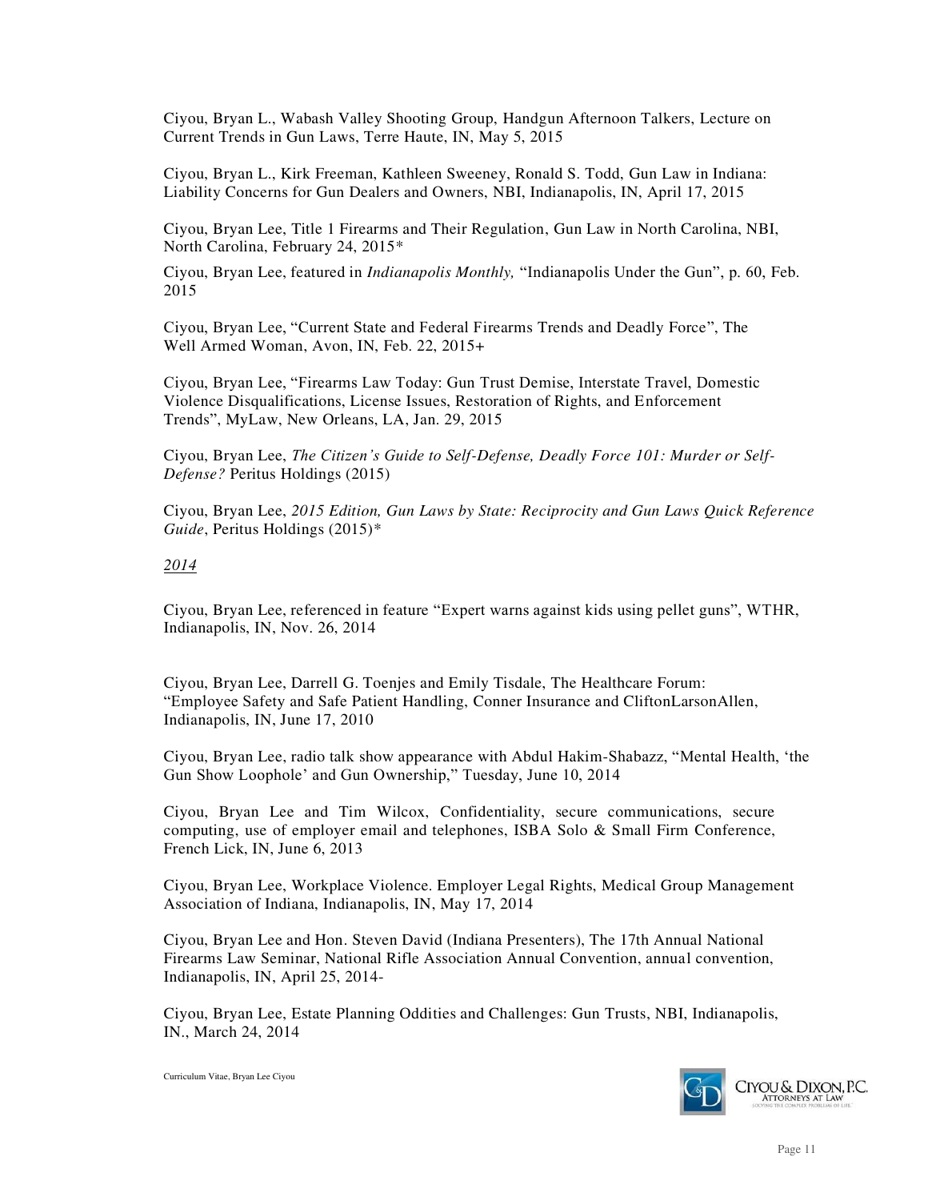Ciyou, Bryan L., Wabash Valley Shooting Group, Handgun Afternoon Talkers, Lecture on Current Trends in Gun Laws, Terre Haute, IN, May 5, 2015

Ciyou, Bryan L., Kirk Freeman, Kathleen Sweeney, Ronald S. Todd, Gun Law in Indiana: Liability Concerns for Gun Dealers and Owners, NBI, Indianapolis, IN, April 17, 2015

Ciyou, Bryan Lee, Title 1 Firearms and Their Regulation, Gun Law in North Carolina, NBI, North Carolina, February 24, 2015*

Ciyou, Bryan Lee, featured in *Indianapolis Monthly,* "Indianapolis Under the Gun", p. 60, Feb. 2015

Ciyou, Bryan Lee, "Current State and Federal Firearms Trends and Deadly Force", The Well Armed Woman, Avon, IN, Feb. 22, 2015+

Ciyou, Bryan Lee, "Firearms Law Today: Gun Trust Demise, Interstate Travel, Domestic Violence Disqualifications, License Issues, Restoration of Rights, and Enforcement Trends", MyLaw, New Orleans, LA, Jan. 29, 2015

Ciyou, Bryan Lee, *The Citizen's Guide to Self-Defense, Deadly Force 101: Murder or Self-Defense?* Peritus Holdings (2015)

Ciyou, Bryan Lee, *2015 Edition, Gun Laws by State: Reciprocity and Gun Laws Quick Reference Guide*, Peritus Holdings (2015)*

*2014*

Ciyou, Bryan Lee, referenced in feature "Expert warns against kids using pellet guns", WTHR, Indianapolis, IN, Nov. 26, 2014

Ciyou, Bryan Lee, Darrell G. Toenjes and Emily Tisdale, The Healthcare Forum: "Employee Safety and Safe Patient Handling, Conner Insurance and CliftonLarsonAllen, Indianapolis, IN, June 17, 2010

Ciyou, Bryan Lee, radio talk show appearance with Abdul Hakim-Shabazz, "Mental Health, 'the Gun Show Loophole' and Gun Ownership," Tuesday, June 10, 2014

Ciyou, Bryan Lee and Tim Wilcox, Confidentiality, secure communications, secure computing, use of employer email and telephones, ISBA Solo & Small Firm Conference, French Lick, IN, June 6, 2013

Ciyou, Bryan Lee, Workplace Violence. Employer Legal Rights, Medical Group Management Association of Indiana, Indianapolis, IN, May 17, 2014

Ciyou, Bryan Lee and Hon. Steven David (Indiana Presenters), The 17th Annual National Firearms Law Seminar, National Rifle Association Annual Convention, annual convention, Indianapolis, IN, April 25, 2014-

Ciyou, Bryan Lee, Estate Planning Oddities and Challenges: Gun Trusts, NBI, Indianapolis, IN., March 24, 2014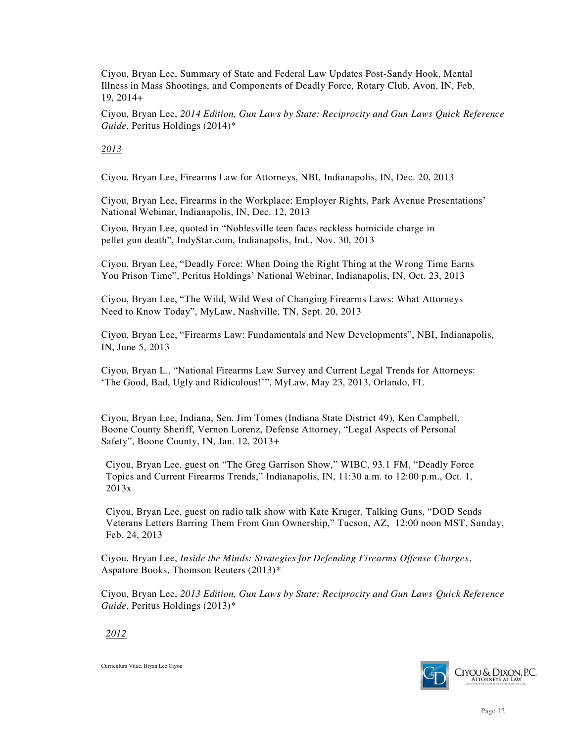Ciyou, Bryan Lee, Summary of State and Federal Law Updates Post-Sandy Hook, Mental Illness in Mass Shootings, and Components of Deadly Force, Rotary Club, Avon, IN, Feb. 19, 2014+

Ciyou, Bryan Lee, *2014 Edition, Gun Laws by State: Reciprocity and Gun Laws Quick Reference Guide*, Peritus Holdings (2014)*

<u>2013</u>

Ciyou, Bryan Lee, Firearms Law for Attorneys, NBI, Indianapolis, IN, Dec. 20, 2013

Ciyou, Bryan Lee, Firearms in the Workplace: Employer Rights, Park Avenue Presentations' National Webinar, Indianapolis, IN, Dec. 12, 2013

Ciyou, Bryan Lee, quoted in "Noblesville teen faces reckless homicide charge in pellet gun death", IndyStar.com, Indianapolis, Ind., Nov. 30, 2013

Ciyou, Bryan Lee, "Deadly Force: When Doing the Right Thing at the Wrong Time Earns You Prison Time", Peritus Holdings' National Webinar, Indianapolis, IN, Oct. 23, 2013

Ciyou, Bryan Lee, "The Wild, Wild West of Changing Firearms Laws: What Attorneys Need to Know Today", MyLaw, Nashville, TN, Sept. 20, 2013

Ciyou, Bryan Lee, "Firearms Law: Fundamentals and New Developments", NBI, Indianapolis, IN, June 5, 2013

Ciyou, Bryan L., "National Firearms Law Survey and Current Legal Trends for Attorneys: 'The Good, Bad, Ugly and Ridiculous!'", MyLaw, May 23, 2013, Orlando, FL

Ciyou, Bryan Lee, Indiana, Sen. Jim Tomes (Indiana State District 49), Ken Campbell, Boone County Sheriff, Vernon Lorenz, Defense Attorney, "Legal Aspects of Personal Safety", Boone County, IN, Jan. 12, 2013+

Ciyou, Bryan Lee, guest on "The Greg Garrison Show," WIBC, 93.1 FM, "Deadly Force Topics and Current Firearms Trends," Indianapolis, IN, 11:30 a.m. to 12:00 p.m., Oct. 1, 2013x

Ciyou, Bryan Lee, guest on radio talk show with Kate Kruger, Talking Guns, "DOD Sends Veterans Letters Barring Them From Gun Ownership," Tucson, AZ, 12:00 noon MST, Sunday, Feb. 24, 2013

Ciyou, Bryan Lee, *Inside the Minds: Strategies for Defending Firearms Offense Charges*, Aspatore Books, Thomson Reuters (2013)*

Ciyou, Bryan Lee, *2013 Edition, Gun Laws by State: Reciprocity and Gun Laws Quick Reference Guide*, Peritus Holdings (2013)*

<u>2012</u>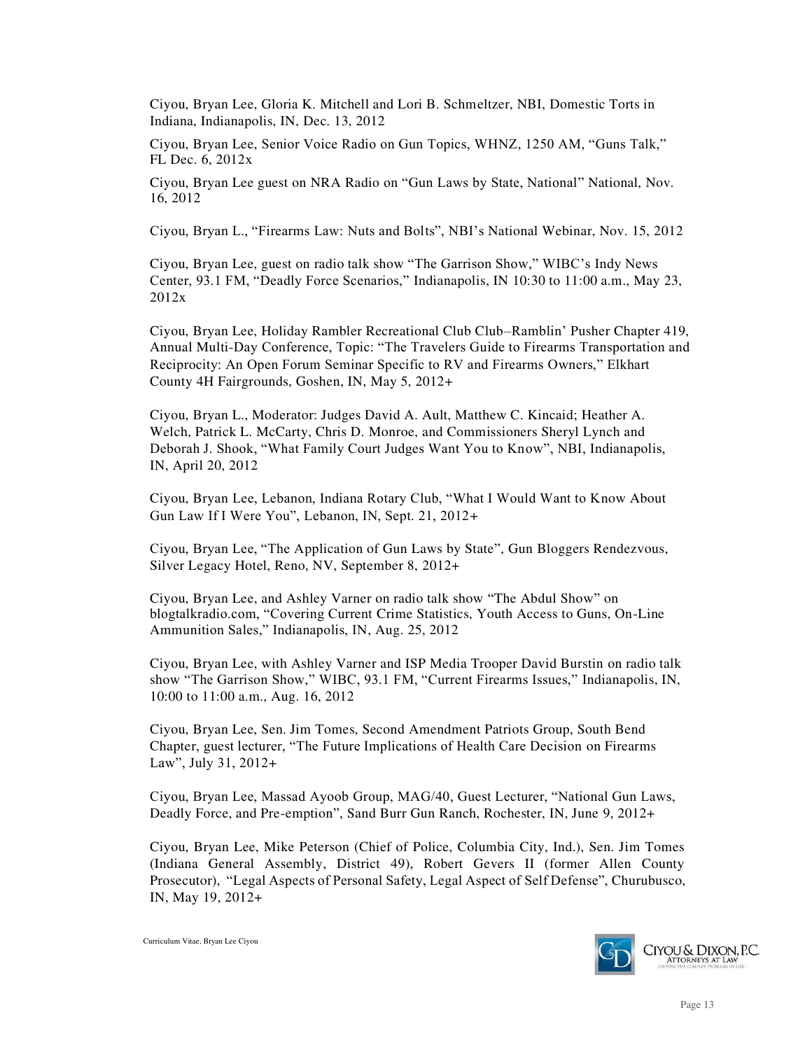Ciyou, Bryan Lee, Gloria K. Mitchell and Lori B. Schmeltzer, NBI, Domestic Torts in Indiana, Indianapolis, IN, Dec. 13, 2012

Ciyou, Bryan Lee, Senior Voice Radio on Gun Topics, WHNZ, 1250 AM, "Guns Talk," FL Dec. 6, 2012x

Ciyou, Bryan Lee guest on NRA Radio on "Gun Laws by State, National" National, Nov. 16, 2012

Ciyou, Bryan L., "Firearms Law: Nuts and Bolts", NBI's National Webinar, Nov. 15, 2012

Ciyou, Bryan Lee, guest on radio talk show "The Garrison Show," WIBC's Indy News Center, 93.1 FM, "Deadly Force Scenarios," Indianapolis, IN 10:30 to 11:00 a.m., May 23, 2012x

Ciyou, Bryan Lee, Holiday Rambler Recreational Club Club–Ramblin' Pusher Chapter 419, Annual Multi-Day Conference, Topic: "The Travelers Guide to Firearms Transportation and Reciprocity: An Open Forum Seminar Specific to RV and Firearms Owners," Elkhart County 4H Fairgrounds, Goshen, IN, May 5, 2012+

Ciyou, Bryan L., Moderator: Judges David A. Ault, Matthew C. Kincaid; Heather A. Welch, Patrick L. McCarty, Chris D. Monroe, and Commissioners Sheryl Lynch and Deborah J. Shook, "What Family Court Judges Want You to Know", NBI, Indianapolis, IN, April 20, 2012

Ciyou, Bryan Lee, Lebanon, Indiana Rotary Club, "What I Would Want to Know About Gun Law If I Were You", Lebanon, IN, Sept. 21, 2012+

Ciyou, Bryan Lee, "The Application of Gun Laws by State", Gun Bloggers Rendezvous, Silver Legacy Hotel, Reno, NV, September 8, 2012+

Ciyou, Bryan Lee, and Ashley Varner on radio talk show "The Abdul Show" on blogtalkradio.com, "Covering Current Crime Statistics, Youth Access to Guns, On-Line Ammunition Sales," Indianapolis, IN, Aug. 25, 2012

Ciyou, Bryan Lee, with Ashley Varner and ISP Media Trooper David Burstin on radio talk show "The Garrison Show," WIBC, 93.1 FM, "Current Firearms Issues," Indianapolis, IN, 10:00 to 11:00 a.m., Aug. 16, 2012

Ciyou, Bryan Lee, Sen. Jim Tomes, Second Amendment Patriots Group, South Bend Chapter, guest lecturer, "The Future Implications of Health Care Decision on Firearms Law", July 31, 2012+

Ciyou, Bryan Lee, Massad Ayoob Group, MAG/40, Guest Lecturer, "National Gun Laws, Deadly Force, and Pre-emption", Sand Burr Gun Ranch, Rochester, IN, June 9, 2012+

Ciyou, Bryan Lee, Mike Peterson (Chief of Police, Columbia City, Ind.), Sen. Jim Tomes (Indiana General Assembly, District 49), Robert Gevers II (former Allen County Prosecutor), "Legal Aspects of Personal Safety, Legal Aspect of Self Defense", Churubusco, IN, May 19, 2012+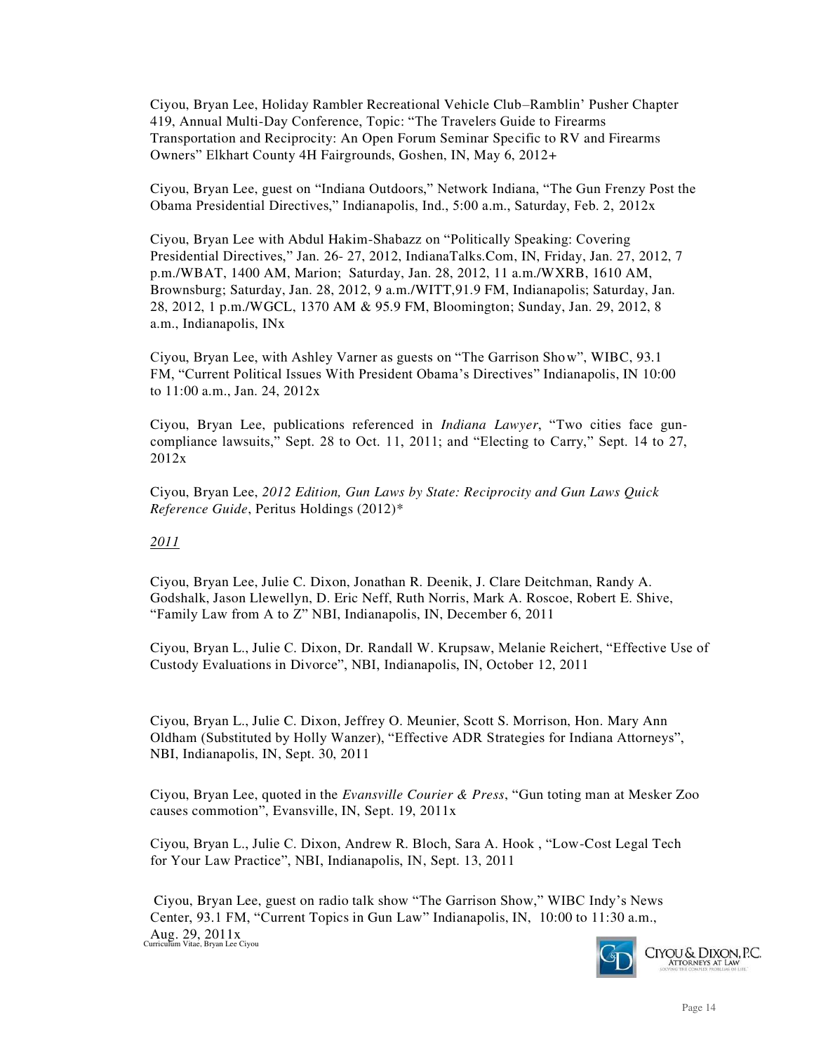Ciyou, Bryan Lee, Holiday Rambler Recreational Vehicle Club–Ramblin' Pusher Chapter 419, Annual Multi-Day Conference, Topic: "The Travelers Guide to Firearms Transportation and Reciprocity: An Open Forum Seminar Specific to RV and Firearms Owners" Elkhart County 4H Fairgrounds, Goshen, IN, May 6, 2012+

Ciyou, Bryan Lee, guest on "Indiana Outdoors," Network Indiana, "The Gun Frenzy Post the Obama Presidential Directives," Indianapolis, Ind., 5:00 a.m., Saturday, Feb. 2, 2012x

Ciyou, Bryan Lee with Abdul Hakim-Shabazz on "Politically Speaking: Covering Presidential Directives," Jan. 26- 27, 2012, IndianaTalks.Com, IN, Friday, Jan. 27, 2012, 7 p.m./WBAT, 1400 AM, Marion; Saturday, Jan. 28, 2012, 11 a.m./WXRB, 1610 AM, Brownsburg; Saturday, Jan. 28, 2012, 9 a.m./WITT,91.9 FM, Indianapolis; Saturday, Jan. 28, 2012, 1 p.m./WGCL, 1370 AM & 95.9 FM, Bloomington; Sunday, Jan. 29, 2012, 8 a.m., Indianapolis, INx

Ciyou, Bryan Lee, with Ashley Varner as guests on "The Garrison Show", WIBC, 93.1 FM, "Current Political Issues With President Obama's Directives" Indianapolis, IN 10:00 to 11:00 a.m., Jan. 24, 2012x

Ciyou, Bryan Lee, publications referenced in *Indiana Lawyer*, "Two cities face gun-compliance lawsuits," Sept. 28 to Oct. 11, 2011; and "Electing to Carry," Sept. 14 to 27, 2012x

Ciyou, Bryan Lee, *2012 Edition, Gun Laws by State: Reciprocity and Gun Laws Quick Reference Guide*, Peritus Holdings (2012)*

<u>*2011*</u>

Ciyou, Bryan Lee, Julie C. Dixon, Jonathan R. Deenik, J. Clare Deitchman, Randy A. Godshalk, Jason Llewellyn, D. Eric Neff, Ruth Norris, Mark A. Roscoe, Robert E. Shive, "Family Law from A to Z" NBI, Indianapolis, IN, December 6, 2011

Ciyou, Bryan L., Julie C. Dixon, Dr. Randall W. Krupsaw, Melanie Reichert, "Effective Use of Custody Evaluations in Divorce", NBI, Indianapolis, IN, October 12, 2011

Ciyou, Bryan L., Julie C. Dixon, Jeffrey O. Meunier, Scott S. Morrison, Hon. Mary Ann Oldham (Substituted by Holly Wanzer), "Effective ADR Strategies for Indiana Attorneys", NBI, Indianapolis, IN, Sept. 30, 2011

Ciyou, Bryan Lee, quoted in the *Evansville Courier & Press*, "Gun toting man at Mesker Zoo causes commotion", Evansville, IN, Sept. 19, 2011x

Ciyou, Bryan L., Julie C. Dixon, Andrew R. Bloch, Sara A. Hook , "Low-Cost Legal Tech for Your Law Practice", NBI, Indianapolis, IN, Sept. 13, 2011

Ciyou, Bryan Lee, guest on radio talk show "The Garrison Show," WIBC Indy's News Center, 93.1 FM, "Current Topics in Gun Law" Indianapolis, IN, 10:00 to 11:30 a.m., Aug. 29, 2011x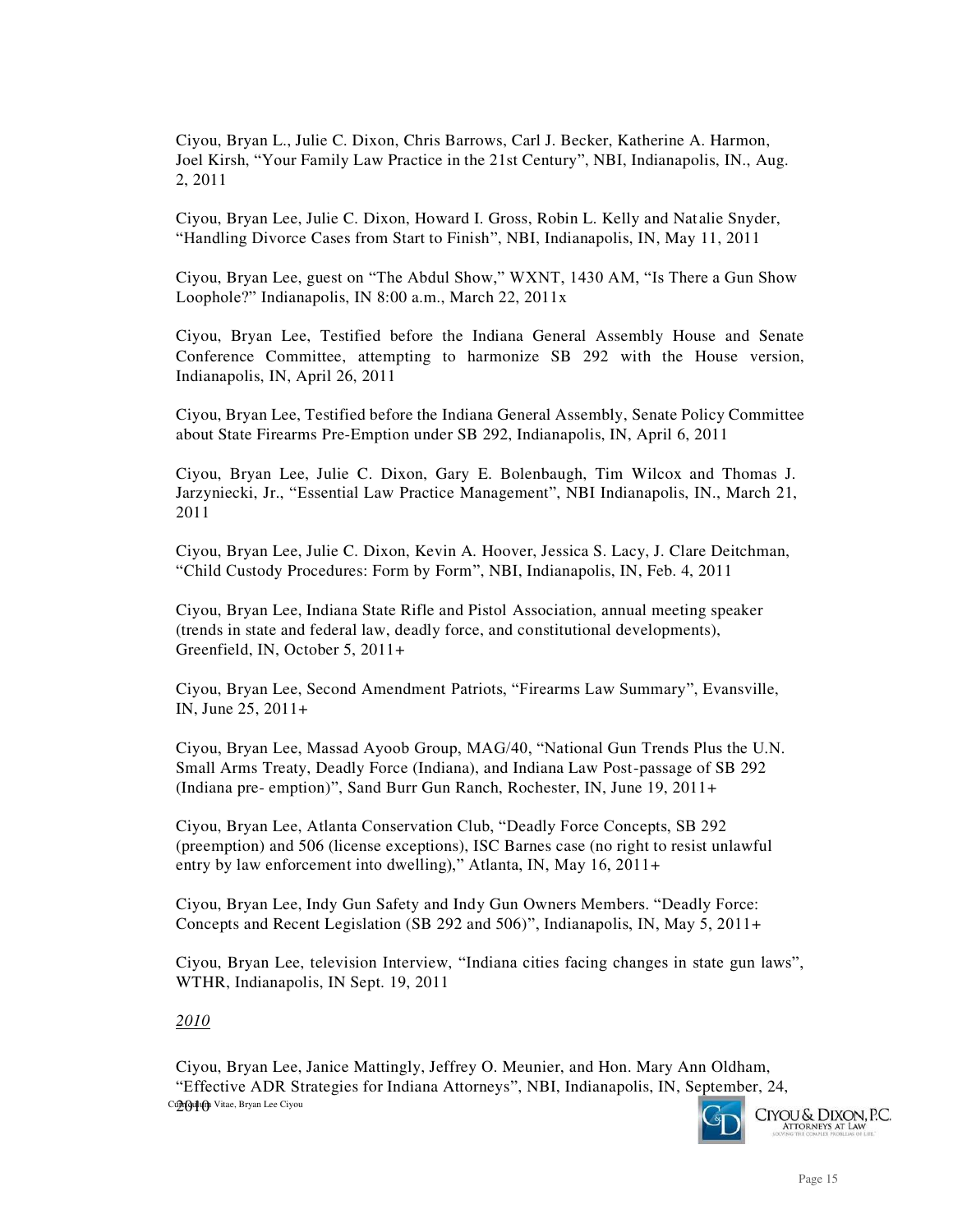Ciyou, Bryan L., Julie C. Dixon, Chris Barrows, Carl J. Becker, Katherine A. Harmon, Joel Kirsh, "Your Family Law Practice in the 21st Century", NBI, Indianapolis, IN., Aug. 2, 2011

Ciyou, Bryan Lee, Julie C. Dixon, Howard I. Gross, Robin L. Kelly and Natalie Snyder, "Handling Divorce Cases from Start to Finish", NBI, Indianapolis, IN, May 11, 2011

Ciyou, Bryan Lee, guest on "The Abdul Show," WXNT, 1430 AM, "Is There a Gun Show Loophole?" Indianapolis, IN 8:00 a.m., March 22, 2011x

Ciyou, Bryan Lee, Testified before the Indiana General Assembly House and Senate Conference Committee, attempting to harmonize SB 292 with the House version, Indianapolis, IN, April 26, 2011

Ciyou, Bryan Lee, Testified before the Indiana General Assembly, Senate Policy Committee about State Firearms Pre-Emption under SB 292, Indianapolis, IN, April 6, 2011

Ciyou, Bryan Lee, Julie C. Dixon, Gary E. Bolenbaugh, Tim Wilcox and Thomas J. Jarzyniecki, Jr., "Essential Law Practice Management", NBI Indianapolis, IN., March 21, 2011

Ciyou, Bryan Lee, Julie C. Dixon, Kevin A. Hoover, Jessica S. Lacy, J. Clare Deitchman, "Child Custody Procedures: Form by Form", NBI, Indianapolis, IN, Feb. 4, 2011

Ciyou, Bryan Lee, Indiana State Rifle and Pistol Association, annual meeting speaker (trends in state and federal law, deadly force, and constitutional developments), Greenfield, IN, October 5, 2011+

Ciyou, Bryan Lee, Second Amendment Patriots, "Firearms Law Summary", Evansville, IN, June 25, 2011+

Ciyou, Bryan Lee, Massad Ayoob Group, MAG/40, "National Gun Trends Plus the U.N. Small Arms Treaty, Deadly Force (Indiana), and Indiana Law Post-passage of SB 292 (Indiana pre- emption)", Sand Burr Gun Ranch, Rochester, IN, June 19, 2011+

Ciyou, Bryan Lee, Atlanta Conservation Club, "Deadly Force Concepts, SB 292 (preemption) and 506 (license exceptions), ISC Barnes case (no right to resist unlawful entry by law enforcement into dwelling)," Atlanta, IN, May 16, 2011+

Ciyou, Bryan Lee, Indy Gun Safety and Indy Gun Owners Members. "Deadly Force: Concepts and Recent Legislation (SB 292 and 506)", Indianapolis, IN, May 5, 2011+

Ciyou, Bryan Lee, television Interview, "Indiana cities facing changes in state gun laws", WTHR, Indianapolis, IN Sept. 19, 2011

*2010*

Ciyou, Bryan Lee, Janice Mattingly, Jeffrey O. Meunier, and Hon. Mary Ann Oldham, "Effective ADR Strategies for Indiana Attorneys", NBI, Indianapolis, IN, September, 24, 2010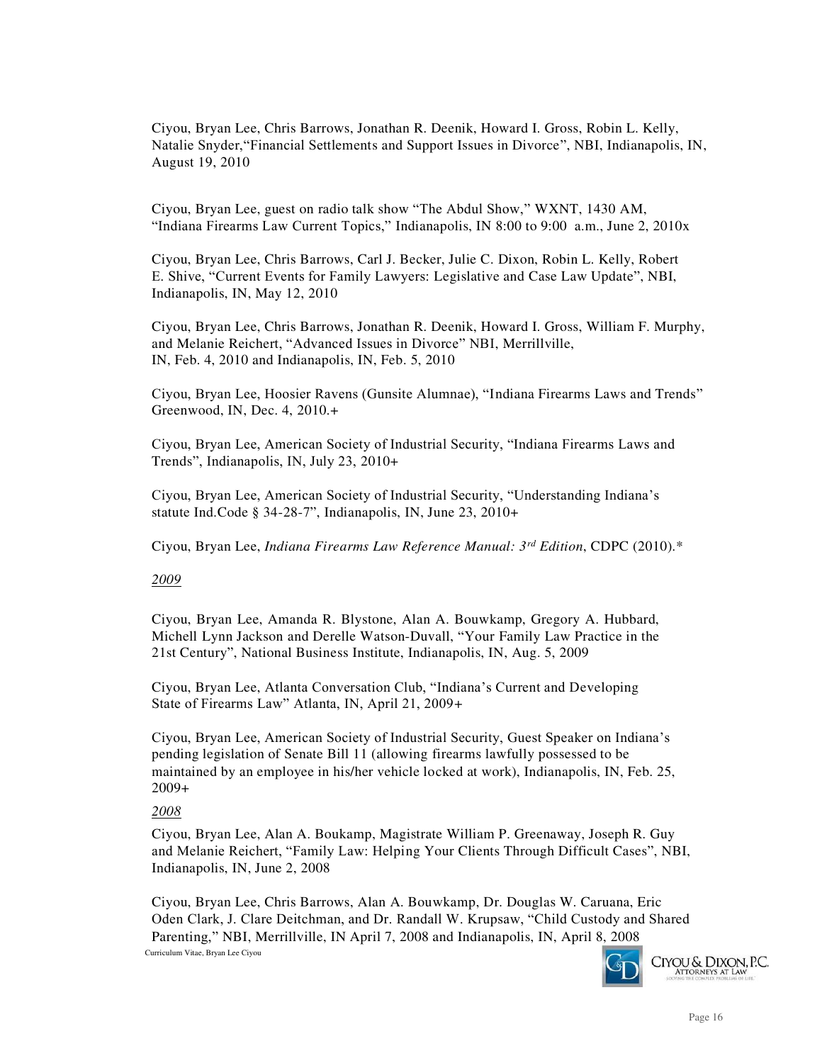Ciyou, Bryan Lee, Chris Barrows, Jonathan R. Deenik, Howard I. Gross, Robin L. Kelly, Natalie Snyder,"Financial Settlements and Support Issues in Divorce", NBI, Indianapolis, IN, August 19, 2010

Ciyou, Bryan Lee, guest on radio talk show "The Abdul Show," WXNT, 1430 AM, "Indiana Firearms Law Current Topics," Indianapolis, IN 8:00 to 9:00 a.m., June 2, 2010x

Ciyou, Bryan Lee, Chris Barrows, Carl J. Becker, Julie C. Dixon, Robin L. Kelly, Robert E. Shive, "Current Events for Family Lawyers: Legislative and Case Law Update", NBI, Indianapolis, IN, May 12, 2010

Ciyou, Bryan Lee, Chris Barrows, Jonathan R. Deenik, Howard I. Gross, William F. Murphy, and Melanie Reichert, "Advanced Issues in Divorce" NBI, Merrillville, IN, Feb. 4, 2010 and Indianapolis, IN, Feb. 5, 2010

Ciyou, Bryan Lee, Hoosier Ravens (Gunsite Alumnae), "Indiana Firearms Laws and Trends" Greenwood, IN, Dec. 4, 2010.+

Ciyou, Bryan Lee, American Society of Industrial Security, "Indiana Firearms Laws and Trends", Indianapolis, IN, July 23, 2010+

Ciyou, Bryan Lee, American Society of Industrial Security, "Understanding Indiana's statute Ind.Code § 34-28-7", Indianapolis, IN, June 23, 2010+

Ciyou, Bryan Lee, *Indiana Firearms Law Reference Manual: 3rd Edition*, CDPC (2010).*

<u>2009</u>

Ciyou, Bryan Lee, Amanda R. Blystone, Alan A. Bouwkamp, Gregory A. Hubbard, Michell Lynn Jackson and Derelle Watson-Duvall, "Your Family Law Practice in the 21st Century", National Business Institute, Indianapolis, IN, Aug. 5, 2009

Ciyou, Bryan Lee, Atlanta Conversation Club, "Indiana's Current and Developing State of Firearms Law" Atlanta, IN, April 21, 2009+

Ciyou, Bryan Lee, American Society of Industrial Security, Guest Speaker on Indiana's pending legislation of Senate Bill 11 (allowing firearms lawfully possessed to be maintained by an employee in his/her vehicle locked at work), Indianapolis, IN, Feb. 25, 2009+

<u>2008</u>

Ciyou, Bryan Lee, Alan A. Boukamp, Magistrate William P. Greenaway, Joseph R. Guy and Melanie Reichert, "Family Law: Helping Your Clients Through Difficult Cases", NBI, Indianapolis, IN, June 2, 2008

Ciyou, Bryan Lee, Chris Barrows, Alan A. Bouwkamp, Dr. Douglas W. Caruana, Eric Oden Clark, J. Clare Deitchman, and Dr. Randall W. Krupsaw, "Child Custody and Shared Parenting," NBI, Merrillville, IN April 7, 2008 and Indianapolis, IN, April 8, 2008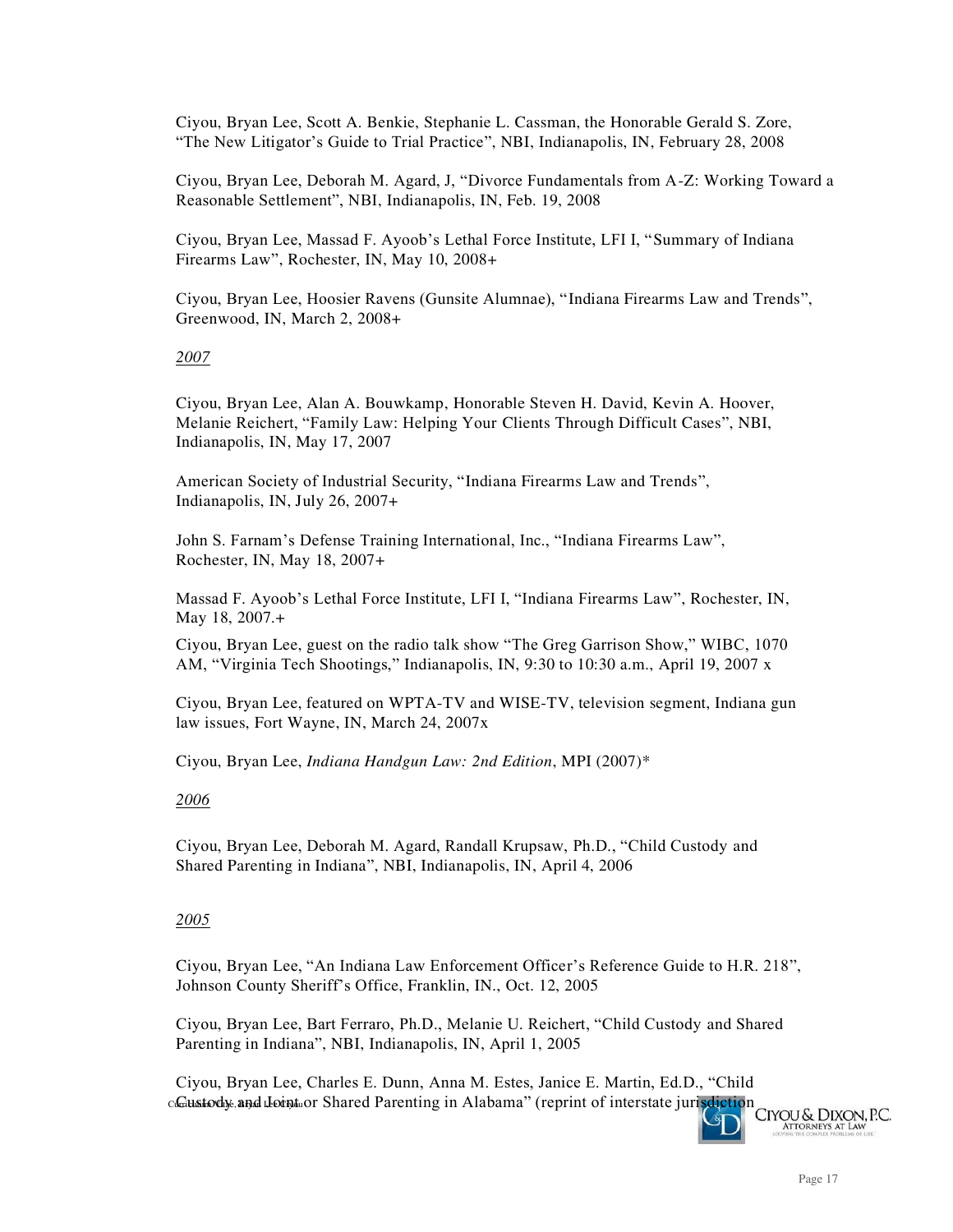Ciyou, Bryan Lee, Scott A. Benkie, Stephanie L. Cassman, the Honorable Gerald S. Zore, "The New Litigator's Guide to Trial Practice", NBI, Indianapolis, IN, February 28, 2008

Ciyou, Bryan Lee, Deborah M. Agard, J, "Divorce Fundamentals from A-Z: Working Toward a Reasonable Settlement", NBI, Indianapolis, IN, Feb. 19, 2008

Ciyou, Bryan Lee, Massad F. Ayoob's Lethal Force Institute, LFI I, "Summary of Indiana Firearms Law", Rochester, IN, May 10, 2008+

Ciyou, Bryan Lee, Hoosier Ravens (Gunsite Alumnae), "Indiana Firearms Law and Trends", Greenwood, IN, March 2, 2008+

_2007_

Ciyou, Bryan Lee, Alan A. Bouwkamp, Honorable Steven H. David, Kevin A. Hoover, Melanie Reichert, "Family Law: Helping Your Clients Through Difficult Cases", NBI, Indianapolis, IN, May 17, 2007

American Society of Industrial Security, "Indiana Firearms Law and Trends", Indianapolis, IN, July 26, 2007+

John S. Farnam's Defense Training International, Inc., "Indiana Firearms Law", Rochester, IN, May 18, 2007+

Massad F. Ayoob's Lethal Force Institute, LFI I, "Indiana Firearms Law", Rochester, IN, May 18, 2007.+

Ciyou, Bryan Lee, guest on the radio talk show "The Greg Garrison Show," WIBC, 1070 AM, "Virginia Tech Shootings," Indianapolis, IN, 9:30 to 10:30 a.m., April 19, 2007 x

Ciyou, Bryan Lee, featured on WPTA-TV and WISE-TV, television segment, Indiana gun law issues, Fort Wayne, IN, March 24, 2007x

Ciyou, Bryan Lee, *Indiana Handgun Law: 2nd Edition*, MPI (2007)*

_2006_

Ciyou, Bryan Lee, Deborah M. Agard, Randall Krupsaw, Ph.D., "Child Custody and Shared Parenting in Indiana", NBI, Indianapolis, IN, April 4, 2006

_2005_

Ciyou, Bryan Lee, "An Indiana Law Enforcement Officer's Reference Guide to H.R. 218", Johnson County Sheriff's Office, Franklin, IN., Oct. 12, 2005

Ciyou, Bryan Lee, Bart Ferraro, Ph.D., Melanie U. Reichert, "Child Custody and Shared Parenting in Indiana", NBI, Indianapolis, IN, April 1, 2005

Ciyou, Bryan Lee, Charles E. Dunn, Anna M. Estes, Janice E. Martin, Ed.D., "Child Custody and Joint or Shared Parenting in Alabama" (reprint of interstate jurisdiction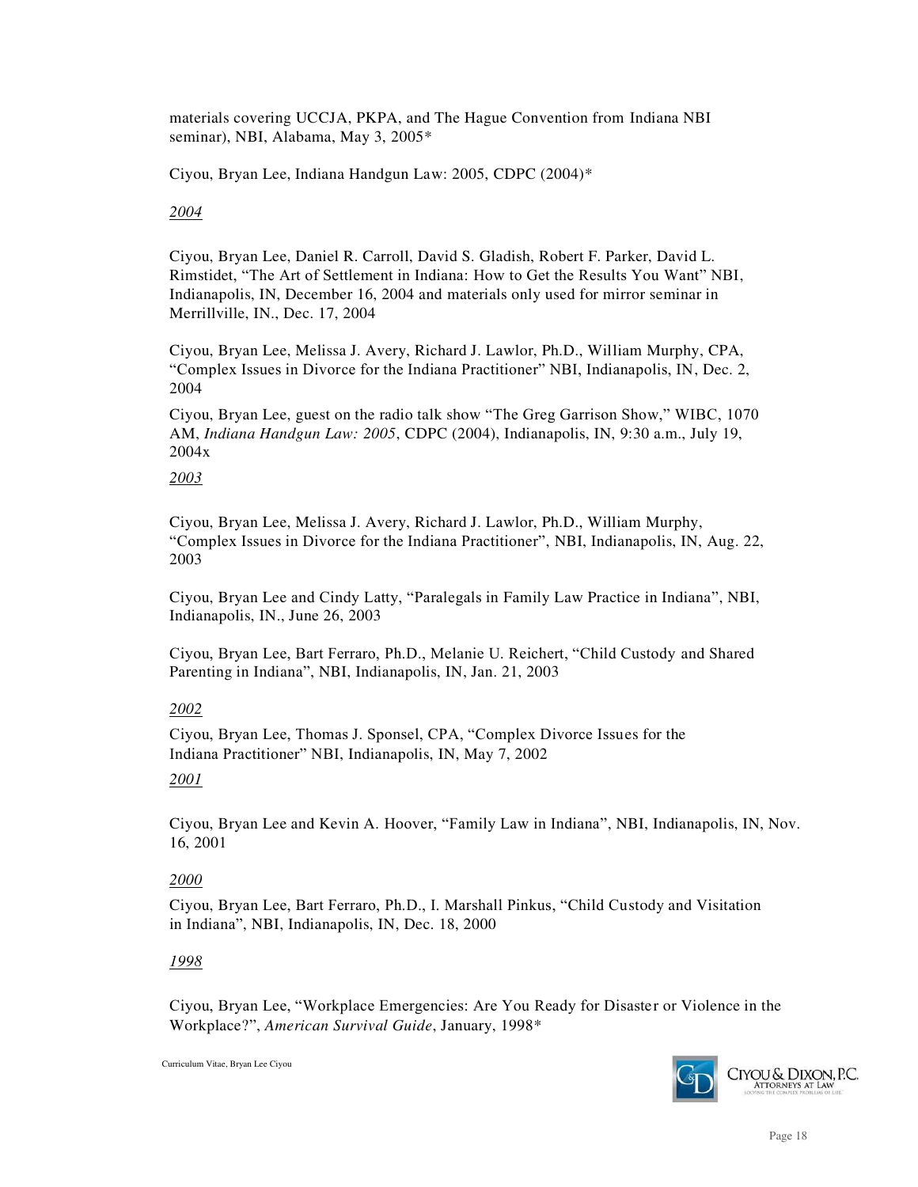materials covering UCCJA, PKPA, and The Hague Convention from Indiana NBI seminar), NBI, Alabama, May 3, 2005*

Ciyou, Bryan Lee, Indiana Handgun Law: 2005, CDPC (2004)*

<u>*2004*</u>

Ciyou, Bryan Lee, Daniel R. Carroll, David S. Gladish, Robert F. Parker, David L. Rimstidet, "The Art of Settlement in Indiana: How to Get the Results You Want" NBI, Indianapolis, IN, December 16, 2004 and materials only used for mirror seminar in Merrillville, IN., Dec. 17, 2004

Ciyou, Bryan Lee, Melissa J. Avery, Richard J. Lawlor, Ph.D., William Murphy, CPA, "Complex Issues in Divorce for the Indiana Practitioner" NBI, Indianapolis, IN, Dec. 2, 2004

Ciyou, Bryan Lee, guest on the radio talk show "The Greg Garrison Show," WIBC, 1070 AM, *Indiana Handgun Law: 2005*, CDPC (2004), Indianapolis, IN, 9:30 a.m., July 19, 2004x

<u>*2003*</u>

Ciyou, Bryan Lee, Melissa J. Avery, Richard J. Lawlor, Ph.D., William Murphy, "Complex Issues in Divorce for the Indiana Practitioner", NBI, Indianapolis, IN, Aug. 22, 2003

Ciyou, Bryan Lee and Cindy Latty, "Paralegals in Family Law Practice in Indiana", NBI, Indianapolis, IN., June 26, 2003

Ciyou, Bryan Lee, Bart Ferraro, Ph.D., Melanie U. Reichert, "Child Custody and Shared Parenting in Indiana", NBI, Indianapolis, IN, Jan. 21, 2003

<u>*2002*</u>

Ciyou, Bryan Lee, Thomas J. Sponsel, CPA, "Complex Divorce Issues for the Indiana Practitioner" NBI, Indianapolis, IN, May 7, 2002

<u>*2001*</u>

Ciyou, Bryan Lee and Kevin A. Hoover, "Family Law in Indiana", NBI, Indianapolis, IN, Nov. 16, 2001

<u>*2000*</u>

Ciyou, Bryan Lee, Bart Ferraro, Ph.D., I. Marshall Pinkus, "Child Custody and Visitation in Indiana", NBI, Indianapolis, IN, Dec. 18, 2000

<u>*1998*</u>

Ciyou, Bryan Lee, "Workplace Emergencies: Are You Ready for Disaster or Violence in the Workplace?", *American Survival Guide*, January, 1998*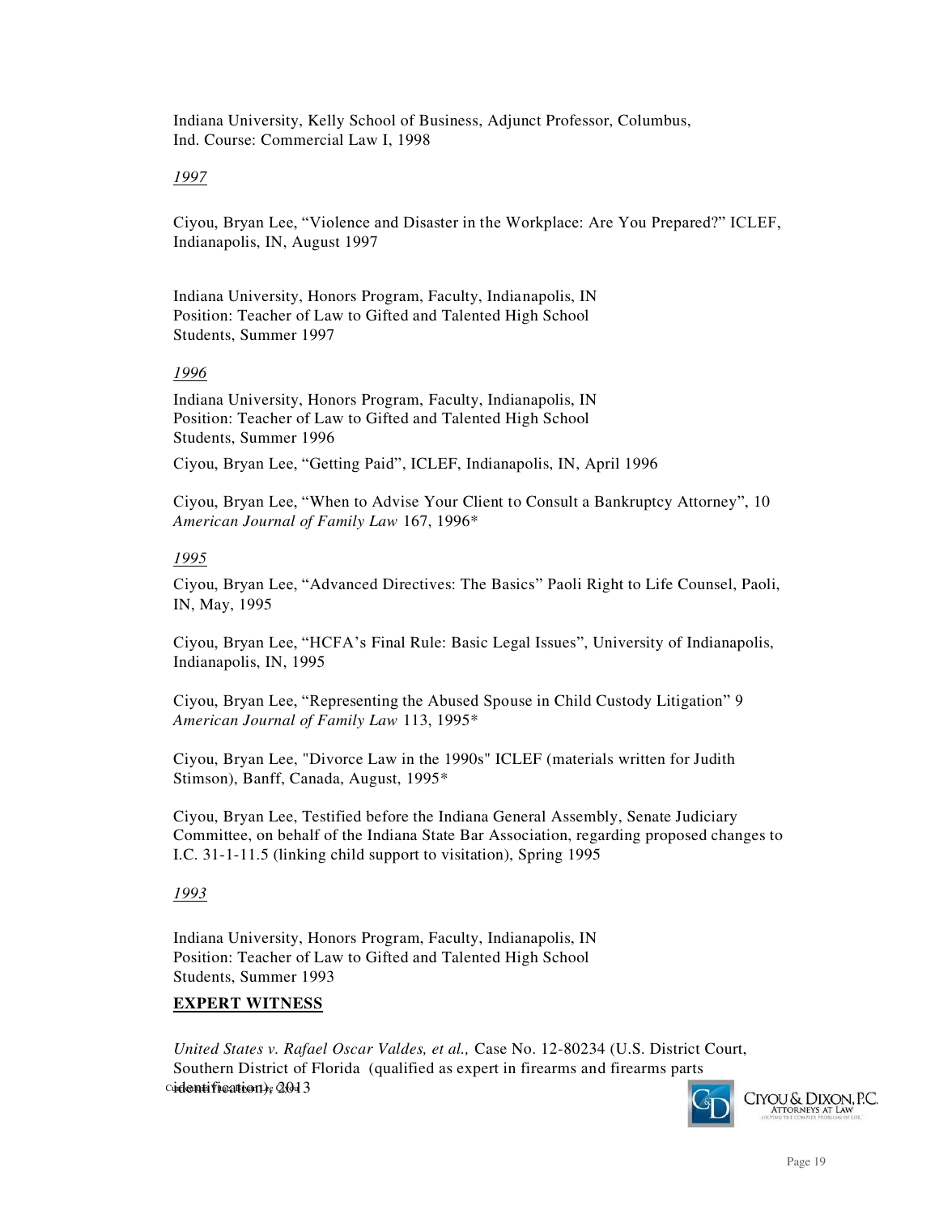Indiana University, Kelly School of Business, Adjunct Professor, Columbus, Ind. Course: Commercial Law I, 1998

*1997*

Ciyou, Bryan Lee, "Violence and Disaster in the Workplace: Are You Prepared?" ICLEF, Indianapolis, IN, August 1997

Indiana University, Honors Program, Faculty, Indianapolis, IN
Position: Teacher of Law to Gifted and Talented High School Students, Summer 1997

*1996*

Indiana University, Honors Program, Faculty, Indianapolis, IN
Position: Teacher of Law to Gifted and Talented High School Students, Summer 1996

Ciyou, Bryan Lee, "Getting Paid", ICLEF, Indianapolis, IN, April 1996

Ciyou, Bryan Lee, "When to Advise Your Client to Consult a Bankruptcy Attorney", 10 *American Journal of Family Law* 167, 1996*

*1995*

Ciyou, Bryan Lee, "Advanced Directives: The Basics" Paoli Right to Life Counsel, Paoli, IN, May, 1995

Ciyou, Bryan Lee, "HCFA's Final Rule: Basic Legal Issues", University of Indianapolis, Indianapolis, IN, 1995

Ciyou, Bryan Lee, "Representing the Abused Spouse in Child Custody Litigation" 9 *American Journal of Family Law* 113, 1995*

Ciyou, Bryan Lee, "Divorce Law in the 1990s" ICLEF (materials written for Judith Stimson), Banff, Canada, August, 1995*

Ciyou, Bryan Lee, Testified before the Indiana General Assembly, Senate Judiciary Committee, on behalf of the Indiana State Bar Association, regarding proposed changes to I.C. 31-1-11.5 (linking child support to visitation), Spring 1995

*1993*

Indiana University, Honors Program, Faculty, Indianapolis, IN
Position: Teacher of Law to Gifted and Talented High School Students, Summer 1993

**EXPERT WITNESS**

*United States v. Rafael Oscar Valdes, et al.,* Case No. 12-80234 (U.S. District Court, Southern District of Florida (qualified as expert in firearms and firearms parts identification), 2013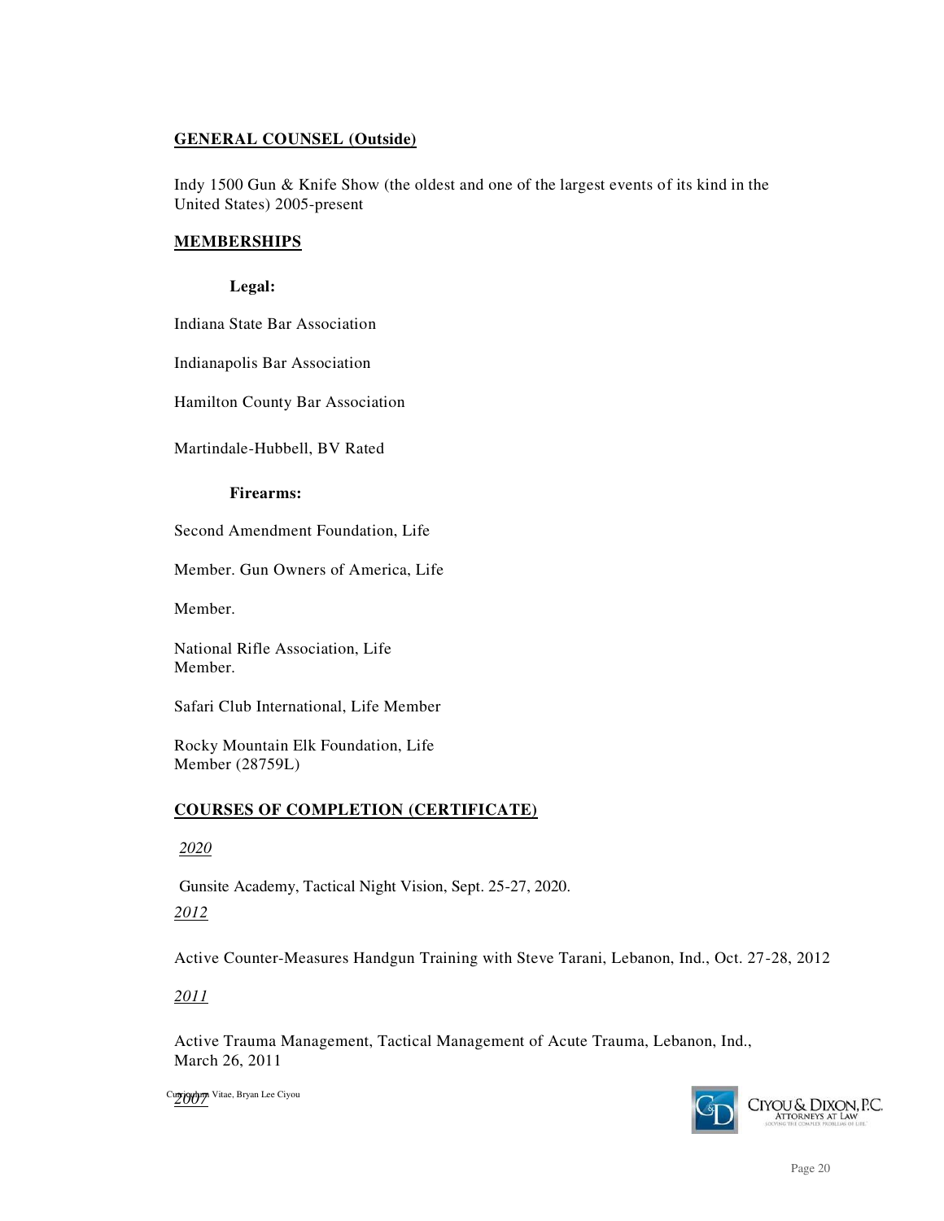**GENERAL COUNSEL (Outside)**

Indy 1500 Gun & Knife Show (the oldest and one of the largest events of its kind in the United States) 2005-present

**MEMBERSHIPS**

**Legal:**

Indiana State Bar Association

Indianapolis Bar Association

Hamilton County Bar Association

Martindale-Hubbell, BV Rated

**Firearms:**

Second Amendment Foundation, Life

Member. Gun Owners of America, Life

Member.

National Rifle Association, Life
Member.

Safari Club International, Life Member

Rocky Mountain Elk Foundation, Life
Member (28759L)

**COURSES OF COMPLETION (CERTIFICATE)**

*2020*

Gunsite Academy, Tactical Night Vision, Sept. 25-27, 2020.

*2012*

Active Counter-Measures Handgun Training with Steve Tarani, Lebanon, Ind., Oct. 27-28, 2012

*2011*

Active Trauma Management, Tactical Management of Acute Trauma, Lebanon, Ind., March 26, 2011

*2007*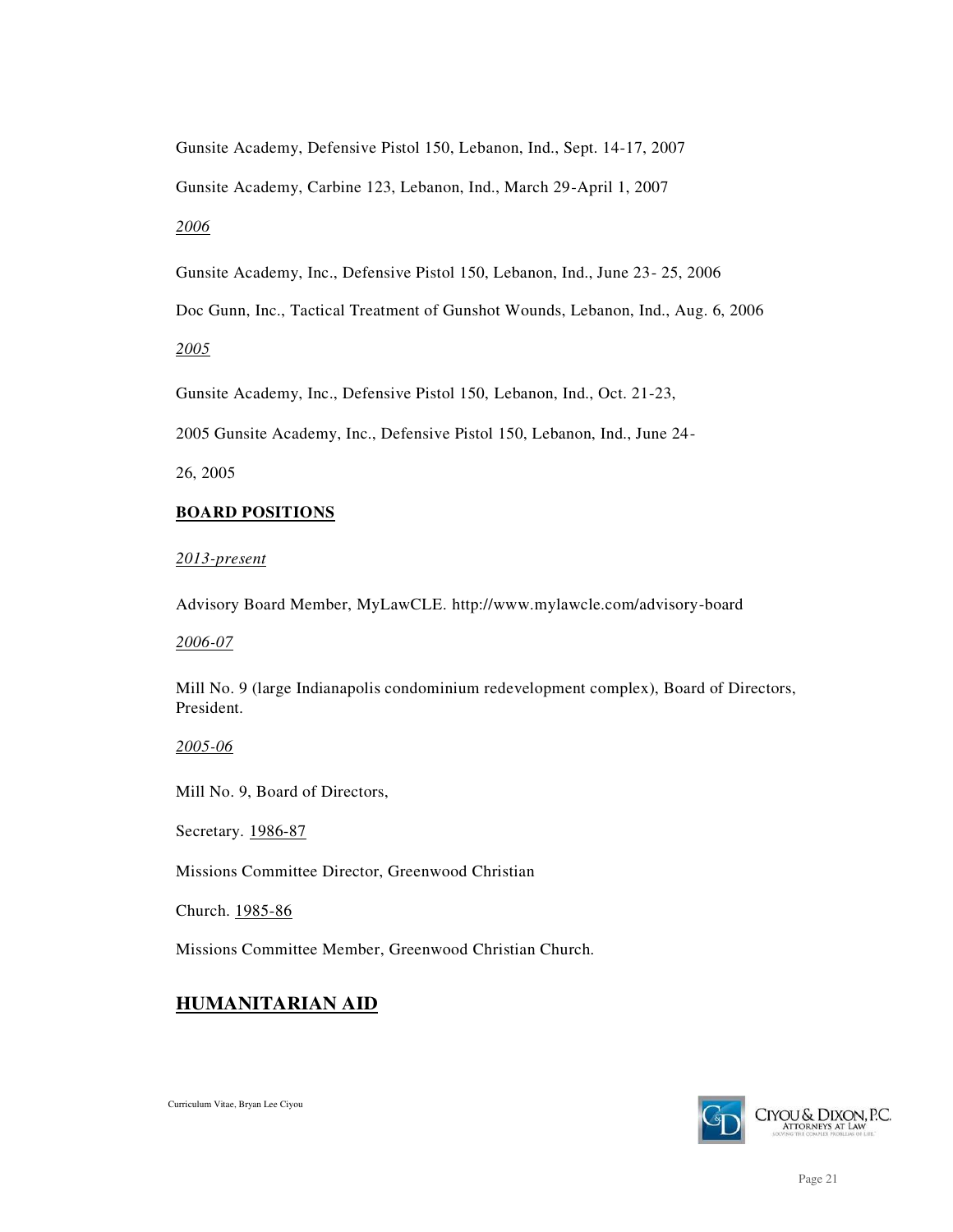Gunsite Academy, Defensive Pistol 150, Lebanon, Ind., Sept. 14-17, 2007

Gunsite Academy, Carbine 123, Lebanon, Ind., March 29-April 1, 2007

*2006*

Gunsite Academy, Inc., Defensive Pistol 150, Lebanon, Ind., June 23- 25, 2006

Doc Gunn, Inc., Tactical Treatment of Gunshot Wounds, Lebanon, Ind., Aug. 6, 2006

*2005*

Gunsite Academy, Inc., Defensive Pistol 150, Lebanon, Ind., Oct. 21-23,

2005 Gunsite Academy, Inc., Defensive Pistol 150, Lebanon, Ind., June 24-

26, 2005

## BOARD POSITIONS

*2013-present*

Advisory Board Member, MyLawCLE. http://www.mylawcle.com/advisory-board

*2006-07*

Mill No. 9 (large Indianapolis condominium redevelopment complex), Board of Directors, President.

*2005-06*

Mill No. 9, Board of Directors,

Secretary. 1986-87

Missions Committee Director, Greenwood Christian

Church. 1985-86

Missions Committee Member, Greenwood Christian Church.

## HUMANITARIAN AID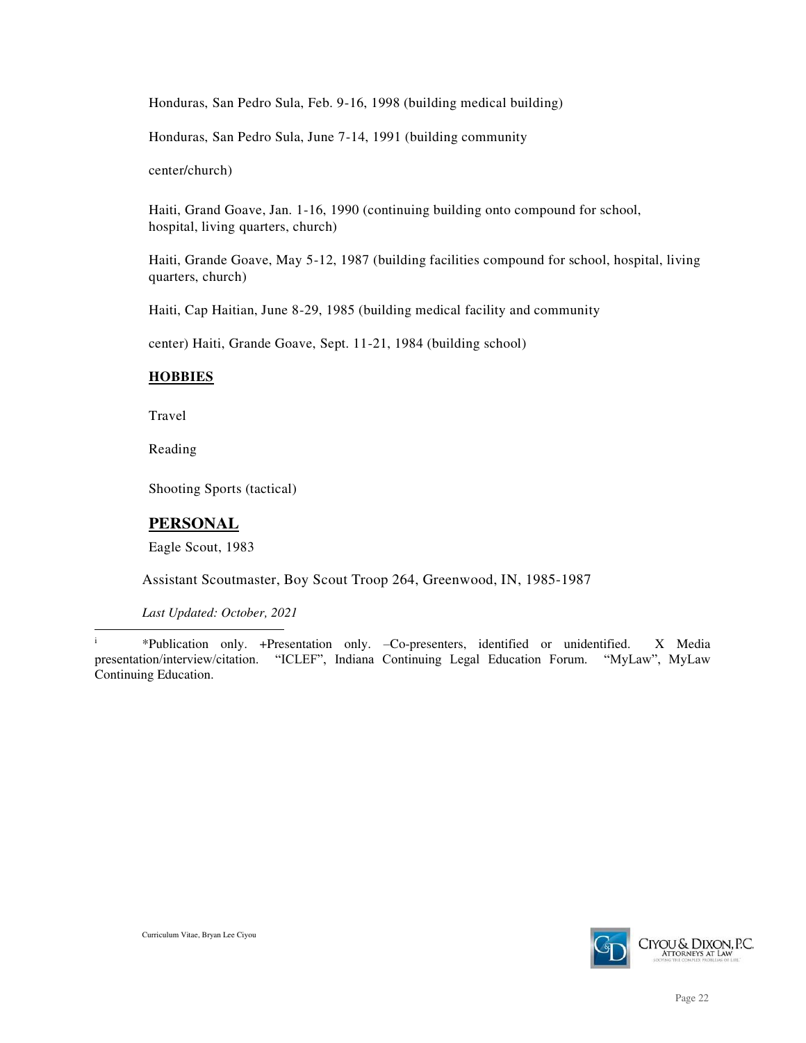Honduras, San Pedro Sula, Feb. 9-16, 1998 (building medical building)

Honduras, San Pedro Sula, June 7-14, 1991 (building community

center/church)

Haiti, Grand Goave, Jan. 1-16, 1990 (continuing building onto compound for school, hospital, living quarters, church)

Haiti, Grande Goave, May 5-12, 1987 (building facilities compound for school, hospital, living quarters, church)

Haiti, Cap Haitian, June 8-29, 1985 (building medical facility and community

center) Haiti, Grande Goave, Sept. 11-21, 1984 (building school)

## HOBBIES

Travel

Reading

Shooting Sports (tactical)

## PERSONAL

Eagle Scout, 1983

Assistant Scoutmaster, Boy Scout Troop 264, Greenwood, IN, 1985-1987

*Last Updated: October, 2021*

---

[i] *Publication only. +Presentation only. –Co-presenters, identified or unidentified. X Media presentation/interview/citation. "ICLEF", Indiana Continuing Legal Education Forum. "MyLaw", MyLaw Continuing Education.